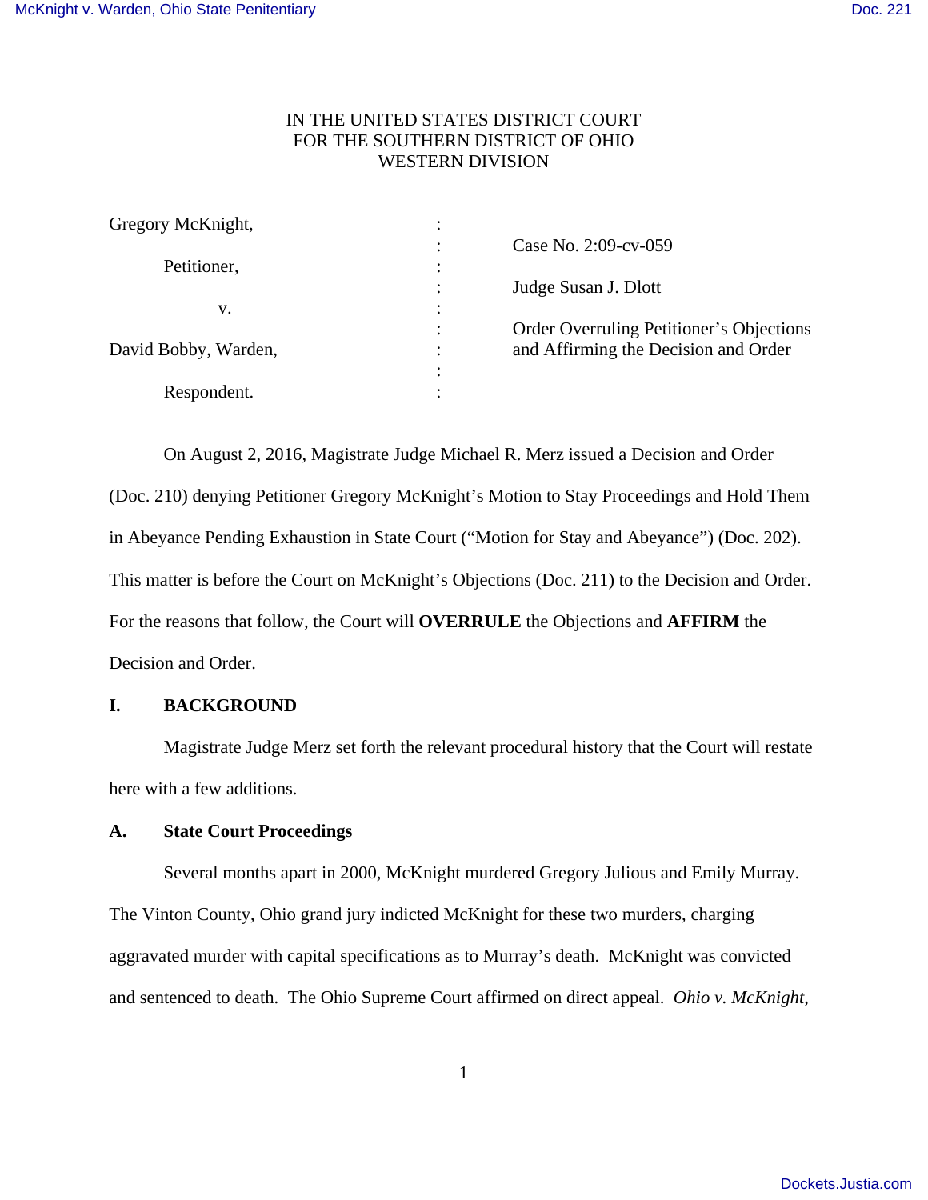IN THE UNITED STATES DISTRICT COURT
FOR THE SOUTHERN DISTRICT OF OHIO
WESTERN DIVISION

| | | |
|---|---|---|
| Gregory McKnight, | : | |
| | : | Case No. 2:09-cv-059 |
| Petitioner, | : | |
| | : | Judge Susan J. Dlott |
| v. | : | |
| | : | Order Overruling Petitioner's Objections |
| David Bobby, Warden, | : | and Affirming the Decision and Order |
| | : | |
| Respondent. | : | |

On August 2, 2016, Magistrate Judge Michael R. Merz issued a Decision and Order (Doc. 210) denying Petitioner Gregory McKnight's Motion to Stay Proceedings and Hold Them in Abeyance Pending Exhaustion in State Court ("Motion for Stay and Abeyance") (Doc. 202). This matter is before the Court on McKnight's Objections (Doc. 211) to the Decision and Order. For the reasons that follow, the Court will **OVERRULE** the Objections and **AFFIRM** the Decision and Order.

## I. BACKGROUND

Magistrate Judge Merz set forth the relevant procedural history that the Court will restate here with a few additions.

### A. State Court Proceedings

Several months apart in 2000, McKnight murdered Gregory Julious and Emily Murray. The Vinton County, Ohio grand jury indicted McKnight for these two murders, charging aggravated murder with capital specifications as to Murray's death. McKnight was convicted and sentenced to death. The Ohio Supreme Court affirmed on direct appeal. *Ohio v. McKnight*,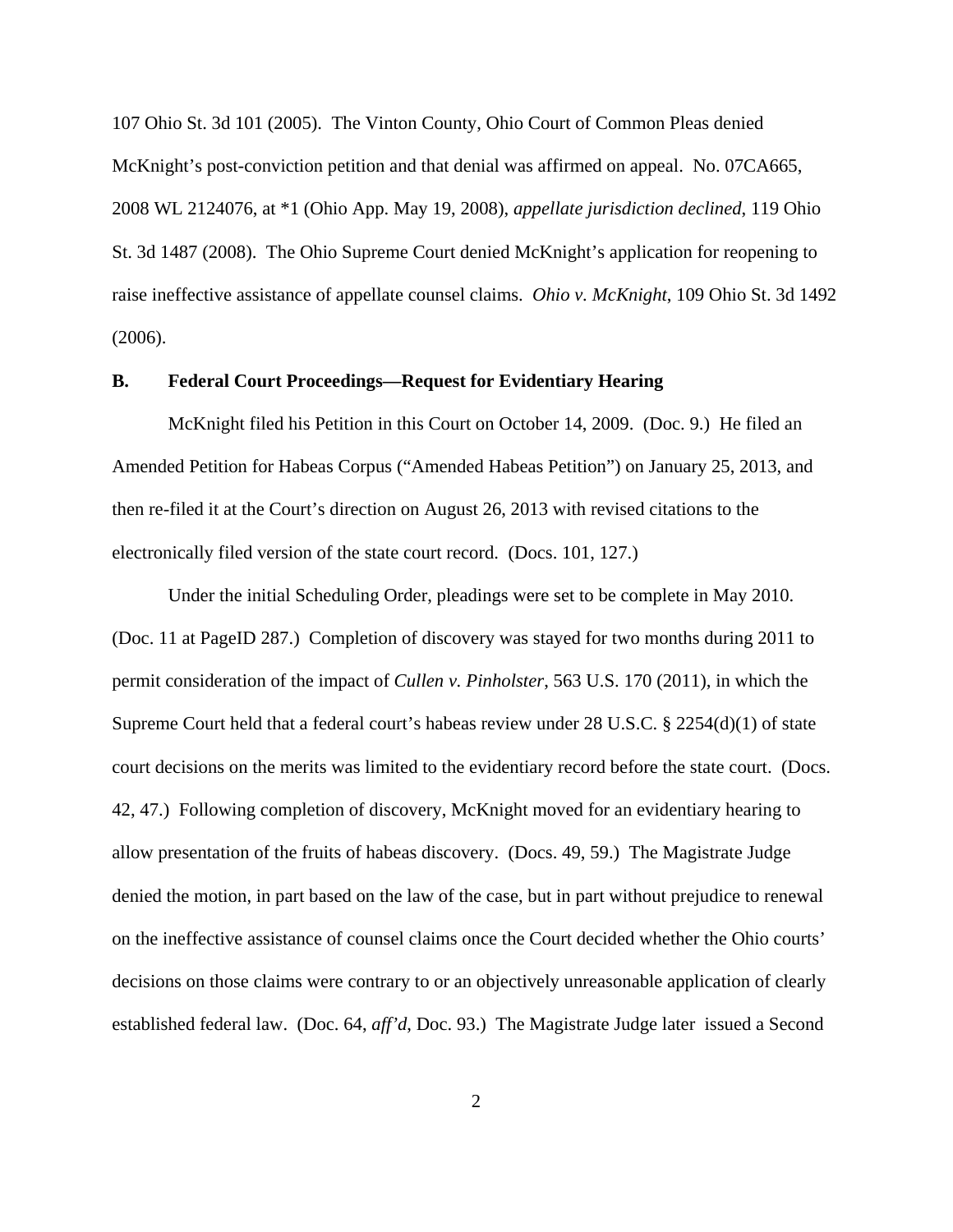107 Ohio St. 3d 101 (2005). The Vinton County, Ohio Court of Common Pleas denied McKnight's post-conviction petition and that denial was affirmed on appeal. No. 07CA665, 2008 WL 2124076, at *1 (Ohio App. May 19, 2008), *appellate jurisdiction declined*, 119 Ohio St. 3d 1487 (2008). The Ohio Supreme Court denied McKnight's application for reopening to raise ineffective assistance of appellate counsel claims. *Ohio v. McKnight*, 109 Ohio St. 3d 1492 (2006).

### B. Federal Court Proceedings—Request for Evidentiary Hearing

McKnight filed his Petition in this Court on October 14, 2009. (Doc. 9.) He filed an Amended Petition for Habeas Corpus ("Amended Habeas Petition") on January 25, 2013, and then re-filed it at the Court's direction on August 26, 2013 with revised citations to the electronically filed version of the state court record. (Docs. 101, 127.)

Under the initial Scheduling Order, pleadings were set to be complete in May 2010. (Doc. 11 at PageID 287.) Completion of discovery was stayed for two months during 2011 to permit consideration of the impact of *Cullen v. Pinholster*, 563 U.S. 170 (2011), in which the Supreme Court held that a federal court's habeas review under 28 U.S.C. § 2254(d)(1) of state court decisions on the merits was limited to the evidentiary record before the state court. (Docs. 42, 47.) Following completion of discovery, McKnight moved for an evidentiary hearing to allow presentation of the fruits of habeas discovery. (Docs. 49, 59.) The Magistrate Judge denied the motion, in part based on the law of the case, but in part without prejudice to renewal on the ineffective assistance of counsel claims once the Court decided whether the Ohio courts' decisions on those claims were contrary to or an objectively unreasonable application of clearly established federal law. (Doc. 64, *aff'd*, Doc. 93.) The Magistrate Judge later issued a Second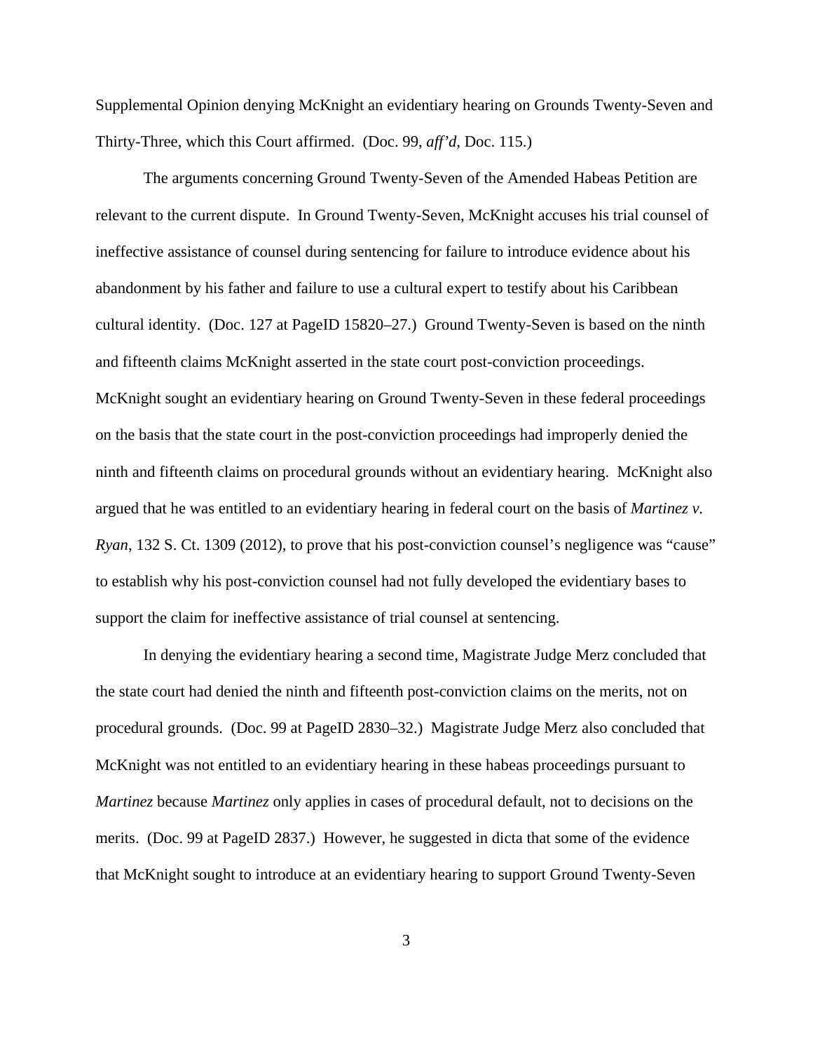Supplemental Opinion denying McKnight an evidentiary hearing on Grounds Twenty-Seven and Thirty-Three, which this Court affirmed. (Doc. 99, *aff'd*, Doc. 115.)

The arguments concerning Ground Twenty-Seven of the Amended Habeas Petition are relevant to the current dispute. In Ground Twenty-Seven, McKnight accuses his trial counsel of ineffective assistance of counsel during sentencing for failure to introduce evidence about his abandonment by his father and failure to use a cultural expert to testify about his Caribbean cultural identity. (Doc. 127 at PageID 15820–27.) Ground Twenty-Seven is based on the ninth and fifteenth claims McKnight asserted in the state court post-conviction proceedings. McKnight sought an evidentiary hearing on Ground Twenty-Seven in these federal proceedings on the basis that the state court in the post-conviction proceedings had improperly denied the ninth and fifteenth claims on procedural grounds without an evidentiary hearing. McKnight also argued that he was entitled to an evidentiary hearing in federal court on the basis of *Martinez v. Ryan*, 132 S. Ct. 1309 (2012), to prove that his post-conviction counsel's negligence was "cause" to establish why his post-conviction counsel had not fully developed the evidentiary bases to support the claim for ineffective assistance of trial counsel at sentencing.

In denying the evidentiary hearing a second time, Magistrate Judge Merz concluded that the state court had denied the ninth and fifteenth post-conviction claims on the merits, not on procedural grounds. (Doc. 99 at PageID 2830–32.) Magistrate Judge Merz also concluded that McKnight was not entitled to an evidentiary hearing in these habeas proceedings pursuant to *Martinez* because *Martinez* only applies in cases of procedural default, not to decisions on the merits. (Doc. 99 at PageID 2837.) However, he suggested in dicta that some of the evidence that McKnight sought to introduce at an evidentiary hearing to support Ground Twenty-Seven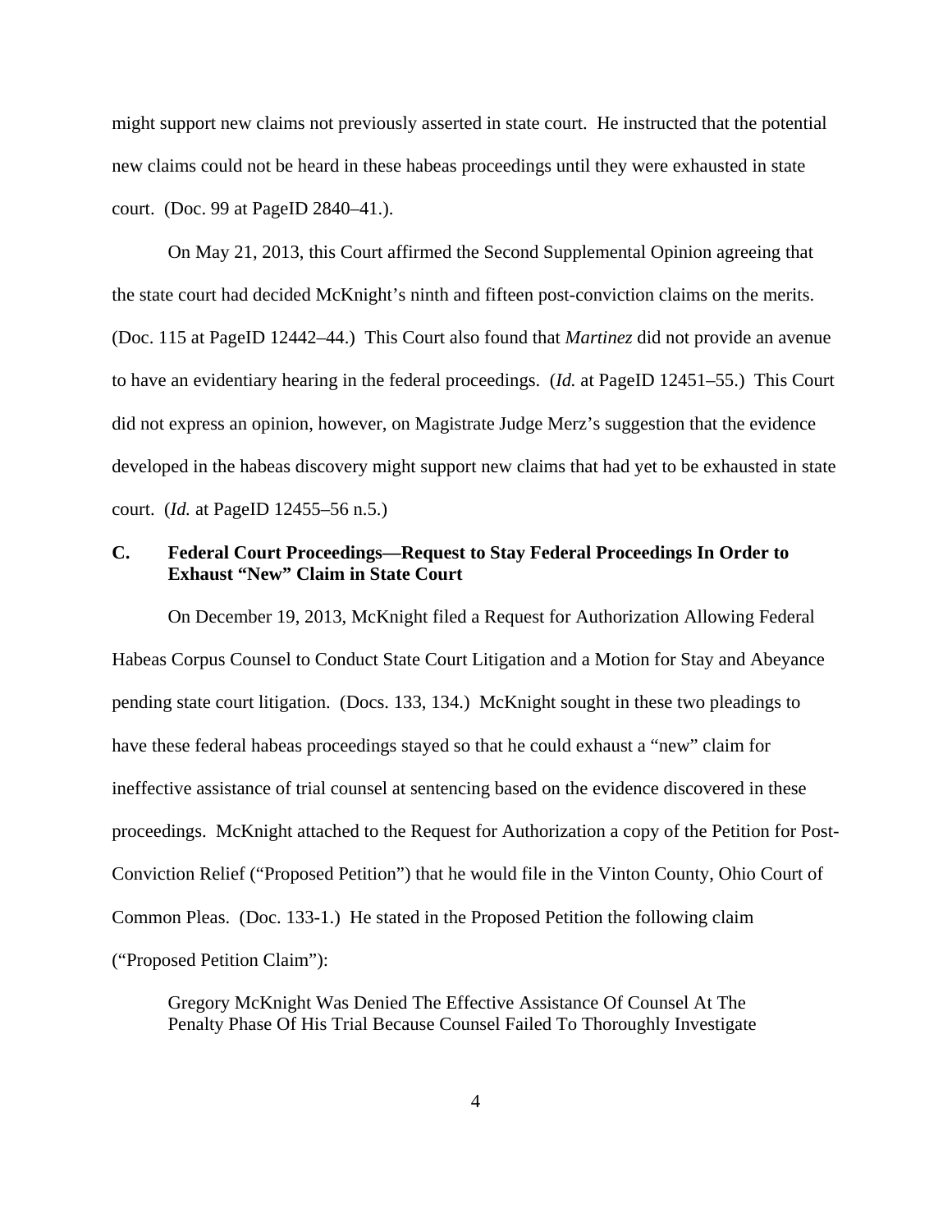might support new claims not previously asserted in state court. He instructed that the potential new claims could not be heard in these habeas proceedings until they were exhausted in state court. (Doc. 99 at PageID 2840–41.).

On May 21, 2013, this Court affirmed the Second Supplemental Opinion agreeing that the state court had decided McKnight's ninth and fifteen post-conviction claims on the merits. (Doc. 115 at PageID 12442–44.) This Court also found that *Martinez* did not provide an avenue to have an evidentiary hearing in the federal proceedings. (*Id.* at PageID 12451–55.) This Court did not express an opinion, however, on Magistrate Judge Merz's suggestion that the evidence developed in the habeas discovery might support new claims that had yet to be exhausted in state court. (*Id.* at PageID 12455–56 n.5.)

### C. Federal Court Proceedings—Request to Stay Federal Proceedings In Order to Exhaust "New" Claim in State Court

On December 19, 2013, McKnight filed a Request for Authorization Allowing Federal Habeas Corpus Counsel to Conduct State Court Litigation and a Motion for Stay and Abeyance pending state court litigation. (Docs. 133, 134.) McKnight sought in these two pleadings to have these federal habeas proceedings stayed so that he could exhaust a "new" claim for ineffective assistance of trial counsel at sentencing based on the evidence discovered in these proceedings. McKnight attached to the Request for Authorization a copy of the Petition for Post-Conviction Relief ("Proposed Petition") that he would file in the Vinton County, Ohio Court of Common Pleas. (Doc. 133-1.) He stated in the Proposed Petition the following claim ("Proposed Petition Claim"):

> Gregory McKnight Was Denied The Effective Assistance Of Counsel At The Penalty Phase Of His Trial Because Counsel Failed To Thoroughly Investigate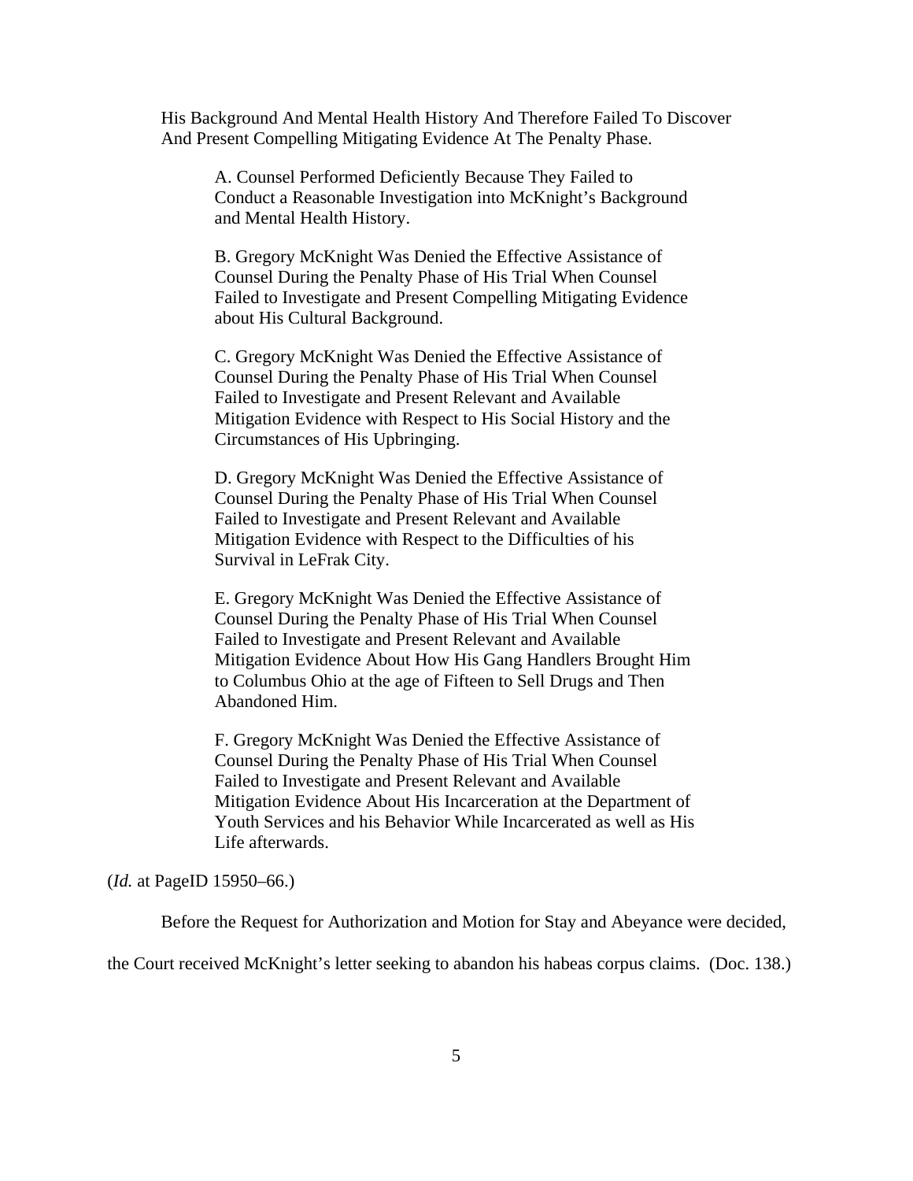His Background And Mental Health History And Therefore Failed To Discover And Present Compelling Mitigating Evidence At The Penalty Phase.

> A. Counsel Performed Deficiently Because They Failed to Conduct a Reasonable Investigation into McKnight's Background and Mental Health History.
>
> B. Gregory McKnight Was Denied the Effective Assistance of Counsel During the Penalty Phase of His Trial When Counsel Failed to Investigate and Present Compelling Mitigating Evidence about His Cultural Background.
>
> C. Gregory McKnight Was Denied the Effective Assistance of Counsel During the Penalty Phase of His Trial When Counsel Failed to Investigate and Present Relevant and Available Mitigation Evidence with Respect to His Social History and the Circumstances of His Upbringing.
>
> D. Gregory McKnight Was Denied the Effective Assistance of Counsel During the Penalty Phase of His Trial When Counsel Failed to Investigate and Present Relevant and Available Mitigation Evidence with Respect to the Difficulties of his Survival in LeFrak City.
>
> E. Gregory McKnight Was Denied the Effective Assistance of Counsel During the Penalty Phase of His Trial When Counsel Failed to Investigate and Present Relevant and Available Mitigation Evidence About How His Gang Handlers Brought Him to Columbus Ohio at the age of Fifteen to Sell Drugs and Then Abandoned Him.
>
> F. Gregory McKnight Was Denied the Effective Assistance of Counsel During the Penalty Phase of His Trial When Counsel Failed to Investigate and Present Relevant and Available Mitigation Evidence About His Incarceration at the Department of Youth Services and his Behavior While Incarcerated as well as His Life afterwards.

(*Id.* at PageID 15950–66.)

Before the Request for Authorization and Motion for Stay and Abeyance were decided, the Court received McKnight's letter seeking to abandon his habeas corpus claims. (Doc. 138.)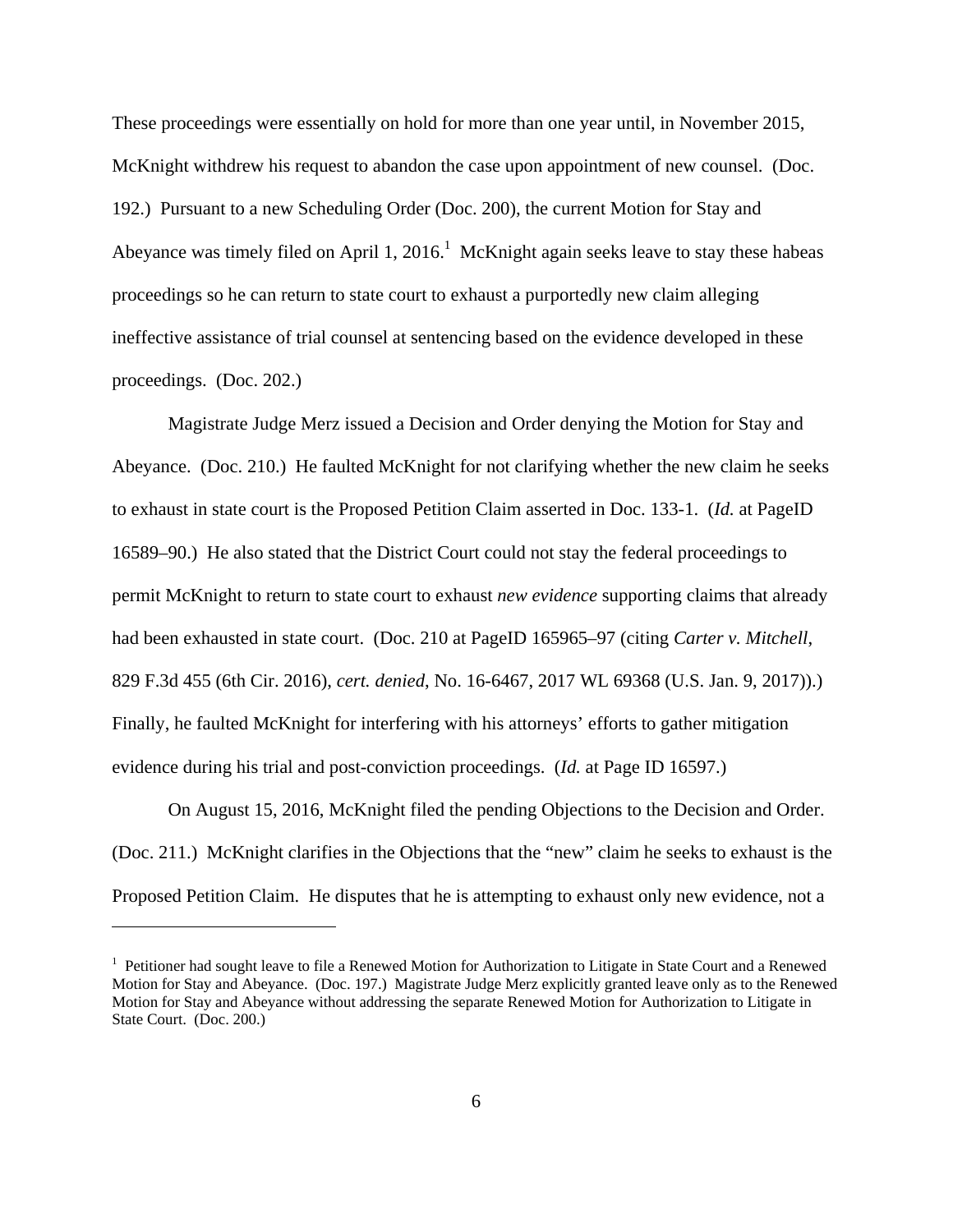These proceedings were essentially on hold for more than one year until, in November 2015, McKnight withdrew his request to abandon the case upon appointment of new counsel. (Doc. 192.) Pursuant to a new Scheduling Order (Doc. 200), the current Motion for Stay and Abeyance was timely filed on April 1, 2016.[1] McKnight again seeks leave to stay these habeas proceedings so he can return to state court to exhaust a purportedly new claim alleging ineffective assistance of trial counsel at sentencing based on the evidence developed in these proceedings. (Doc. 202.)

Magistrate Judge Merz issued a Decision and Order denying the Motion for Stay and Abeyance. (Doc. 210.) He faulted McKnight for not clarifying whether the new claim he seeks to exhaust in state court is the Proposed Petition Claim asserted in Doc. 133-1. (*Id.* at PageID 16589–90.) He also stated that the District Court could not stay the federal proceedings to permit McKnight to return to state court to exhaust *new evidence* supporting claims that already had been exhausted in state court. (Doc. 210 at PageID 165965–97 (citing *Carter v. Mitchell*, 829 F.3d 455 (6th Cir. 2016), *cert. denied*, No. 16-6467, 2017 WL 69368 (U.S. Jan. 9, 2017)).) Finally, he faulted McKnight for interfering with his attorneys' efforts to gather mitigation evidence during his trial and post-conviction proceedings. (*Id.* at Page ID 16597.)

On August 15, 2016, McKnight filed the pending Objections to the Decision and Order. (Doc. 211.) McKnight clarifies in the Objections that the "new" claim he seeks to exhaust is the Proposed Petition Claim. He disputes that he is attempting to exhaust only new evidence, not a

---

[1] Petitioner had sought leave to file a Renewed Motion for Authorization to Litigate in State Court and a Renewed Motion for Stay and Abeyance. (Doc. 197.) Magistrate Judge Merz explicitly granted leave only as to the Renewed Motion for Stay and Abeyance without addressing the separate Renewed Motion for Authorization to Litigate in State Court. (Doc. 200.)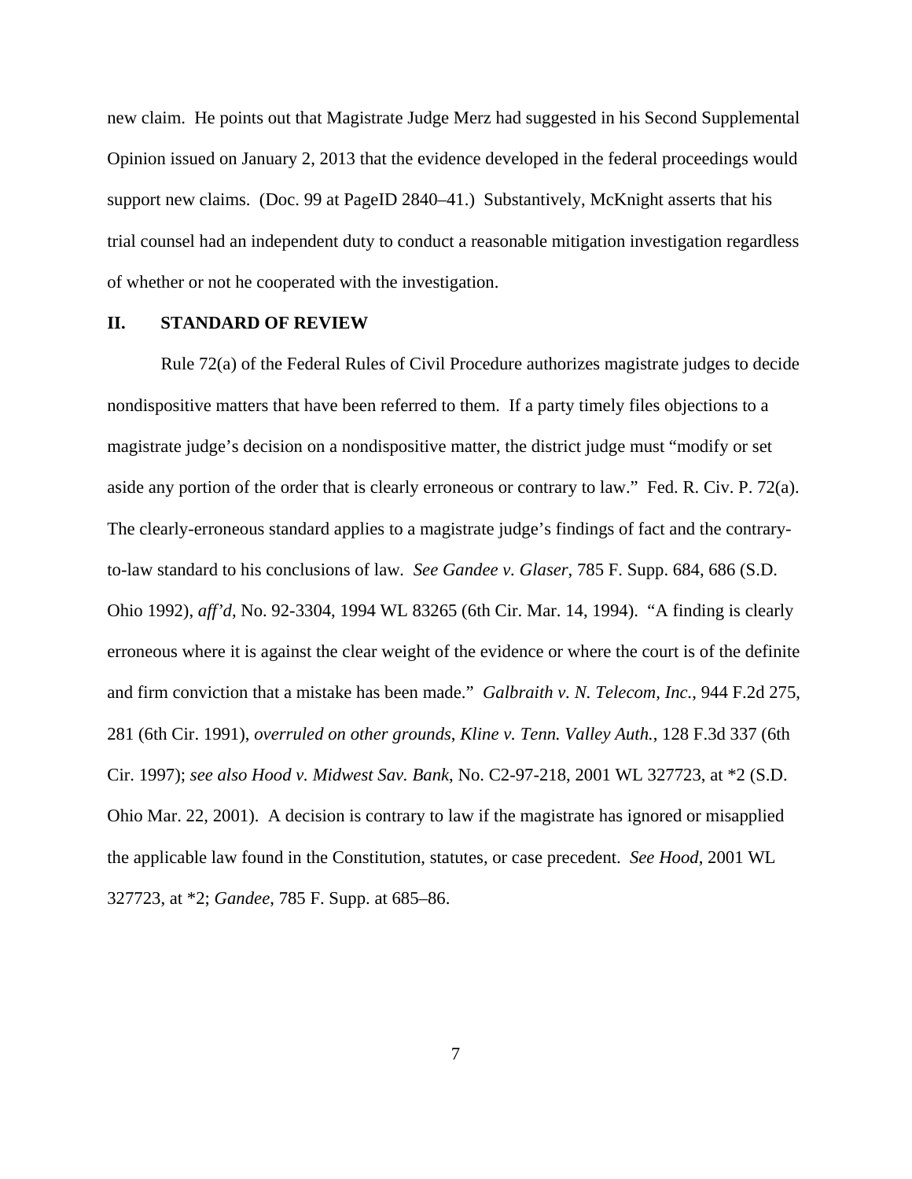new claim. He points out that Magistrate Judge Merz had suggested in his Second Supplemental Opinion issued on January 2, 2013 that the evidence developed in the federal proceedings would support new claims. (Doc. 99 at PageID 2840–41.) Substantively, McKnight asserts that his trial counsel had an independent duty to conduct a reasonable mitigation investigation regardless of whether or not he cooperated with the investigation.

## II. STANDARD OF REVIEW

Rule 72(a) of the Federal Rules of Civil Procedure authorizes magistrate judges to decide nondispositive matters that have been referred to them. If a party timely files objections to a magistrate judge's decision on a nondispositive matter, the district judge must "modify or set aside any portion of the order that is clearly erroneous or contrary to law." Fed. R. Civ. P. 72(a). The clearly-erroneous standard applies to a magistrate judge's findings of fact and the contrary-to-law standard to his conclusions of law. *See Gandee v. Glaser*, 785 F. Supp. 684, 686 (S.D. Ohio 1992), *aff'd*, No. 92-3304, 1994 WL 83265 (6th Cir. Mar. 14, 1994). "A finding is clearly erroneous where it is against the clear weight of the evidence or where the court is of the definite and firm conviction that a mistake has been made." *Galbraith v. N. Telecom, Inc.*, 944 F.2d 275, 281 (6th Cir. 1991), *overruled on other grounds*, *Kline v. Tenn. Valley Auth.*, 128 F.3d 337 (6th Cir. 1997); *see also Hood v. Midwest Sav. Bank*, No. C2-97-218, 2001 WL 327723, at *2 (S.D. Ohio Mar. 22, 2001). A decision is contrary to law if the magistrate has ignored or misapplied the applicable law found in the Constitution, statutes, or case precedent. *See Hood*, 2001 WL 327723, at *2; *Gandee*, 785 F. Supp. at 685–86.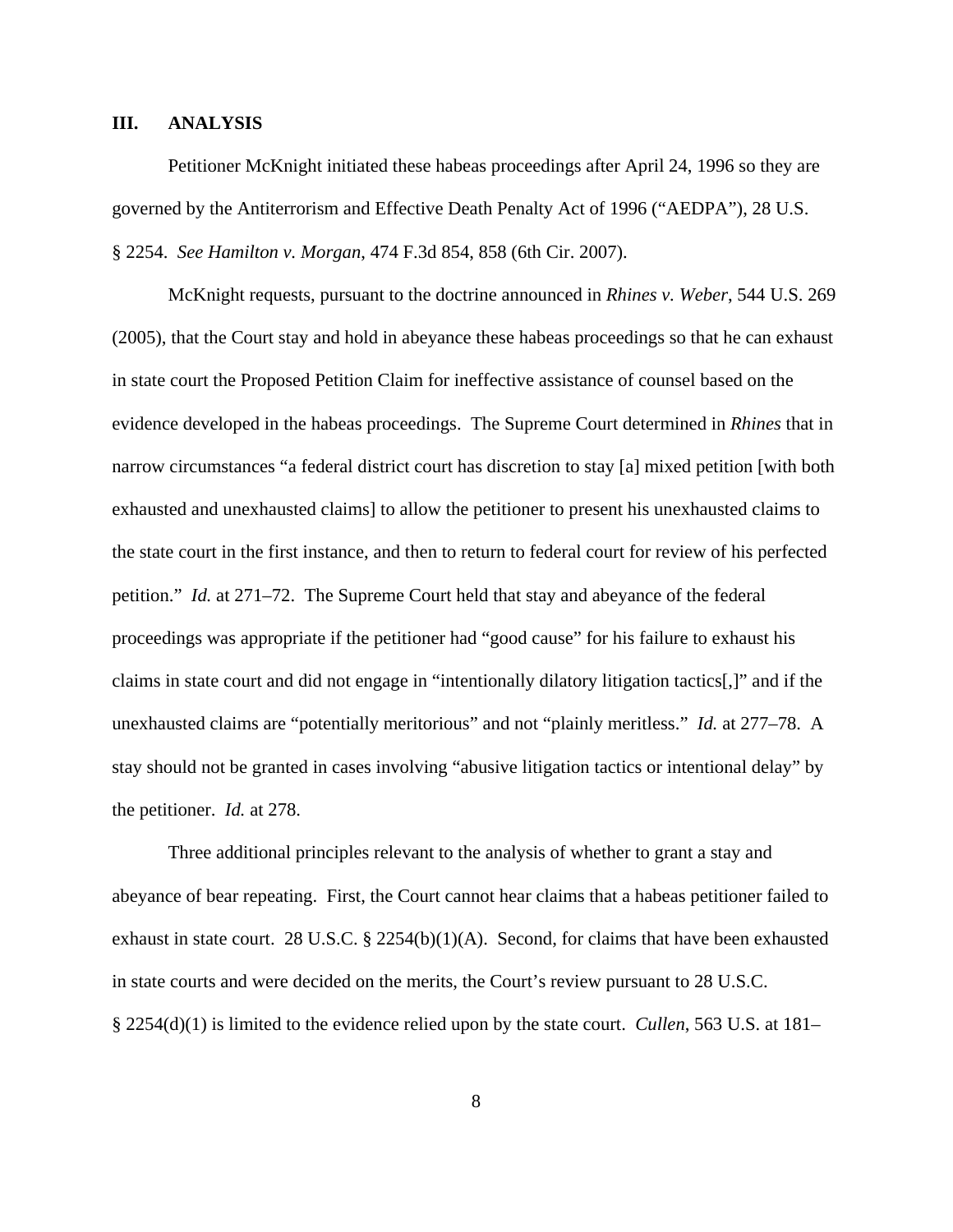## III. ANALYSIS

Petitioner McKnight initiated these habeas proceedings after April 24, 1996 so they are governed by the Antiterrorism and Effective Death Penalty Act of 1996 ("AEDPA"), 28 U.S. § 2254. *See Hamilton v. Morgan*, 474 F.3d 854, 858 (6th Cir. 2007).

McKnight requests, pursuant to the doctrine announced in *Rhines v. Weber*, 544 U.S. 269 (2005), that the Court stay and hold in abeyance these habeas proceedings so that he can exhaust in state court the Proposed Petition Claim for ineffective assistance of counsel based on the evidence developed in the habeas proceedings. The Supreme Court determined in *Rhines* that in narrow circumstances "a federal district court has discretion to stay [a] mixed petition [with both exhausted and unexhausted claims] to allow the petitioner to present his unexhausted claims to the state court in the first instance, and then to return to federal court for review of his perfected petition." *Id.* at 271–72. The Supreme Court held that stay and abeyance of the federal proceedings was appropriate if the petitioner had "good cause" for his failure to exhaust his claims in state court and did not engage in "intentionally dilatory litigation tactics[,]" and if the unexhausted claims are "potentially meritorious" and not "plainly meritless." *Id.* at 277–78. A stay should not be granted in cases involving "abusive litigation tactics or intentional delay" by the petitioner. *Id.* at 278.

Three additional principles relevant to the analysis of whether to grant a stay and abeyance of bear repeating. First, the Court cannot hear claims that a habeas petitioner failed to exhaust in state court. 28 U.S.C. § 2254(b)(1)(A). Second, for claims that have been exhausted in state courts and were decided on the merits, the Court's review pursuant to 28 U.S.C. § 2254(d)(1) is limited to the evidence relied upon by the state court. *Cullen*, 563 U.S. at 181–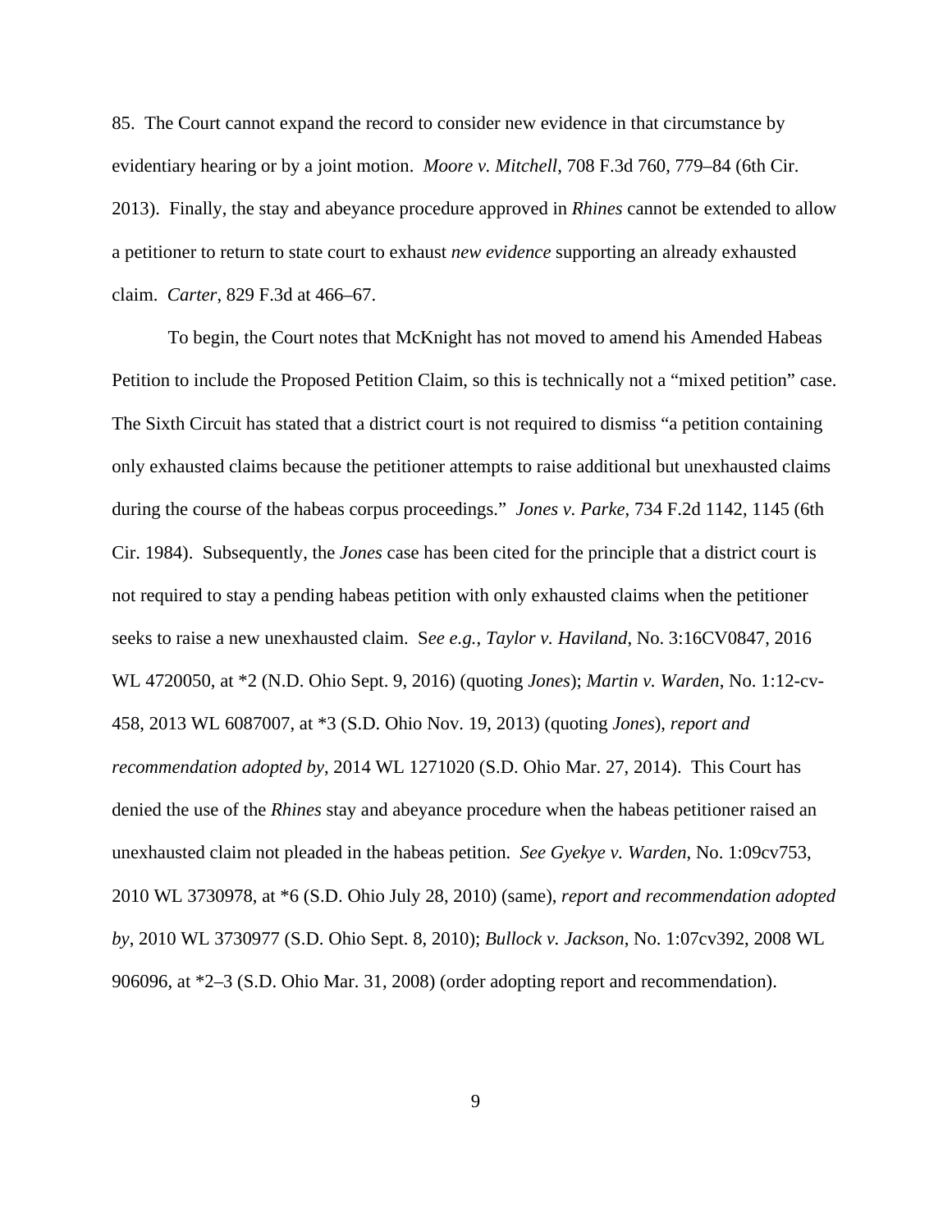85. The Court cannot expand the record to consider new evidence in that circumstance by evidentiary hearing or by a joint motion. *Moore v. Mitchell*, 708 F.3d 760, 779–84 (6th Cir. 2013). Finally, the stay and abeyance procedure approved in *Rhines* cannot be extended to allow a petitioner to return to state court to exhaust *new evidence* supporting an already exhausted claim. *Carter*, 829 F.3d at 466–67.

To begin, the Court notes that McKnight has not moved to amend his Amended Habeas Petition to include the Proposed Petition Claim, so this is technically not a "mixed petition" case. The Sixth Circuit has stated that a district court is not required to dismiss "a petition containing only exhausted claims because the petitioner attempts to raise additional but unexhausted claims during the course of the habeas corpus proceedings." *Jones v. Parke*, 734 F.2d 1142, 1145 (6th Cir. 1984). Subsequently, the *Jones* case has been cited for the principle that a district court is not required to stay a pending habeas petition with only exhausted claims when the petitioner seeks to raise a new unexhausted claim. S*ee e.g.*, *Taylor v. Haviland*, No. 3:16CV0847, 2016 WL 4720050, at *2 (N.D. Ohio Sept. 9, 2016) (quoting *Jones*); *Martin v. Warden*, No. 1:12-cv-458, 2013 WL 6087007, at *3 (S.D. Ohio Nov. 19, 2013) (quoting *Jones*), *report and recommendation adopted by*, 2014 WL 1271020 (S.D. Ohio Mar. 27, 2014). This Court has denied the use of the *Rhines* stay and abeyance procedure when the habeas petitioner raised an unexhausted claim not pleaded in the habeas petition. *See Gyekye v. Warden*, No. 1:09cv753, 2010 WL 3730978, at *6 (S.D. Ohio July 28, 2010) (same), *report and recommendation adopted by*, 2010 WL 3730977 (S.D. Ohio Sept. 8, 2010); *Bullock v. Jackson*, No. 1:07cv392, 2008 WL 906096, at *2–3 (S.D. Ohio Mar. 31, 2008) (order adopting report and recommendation).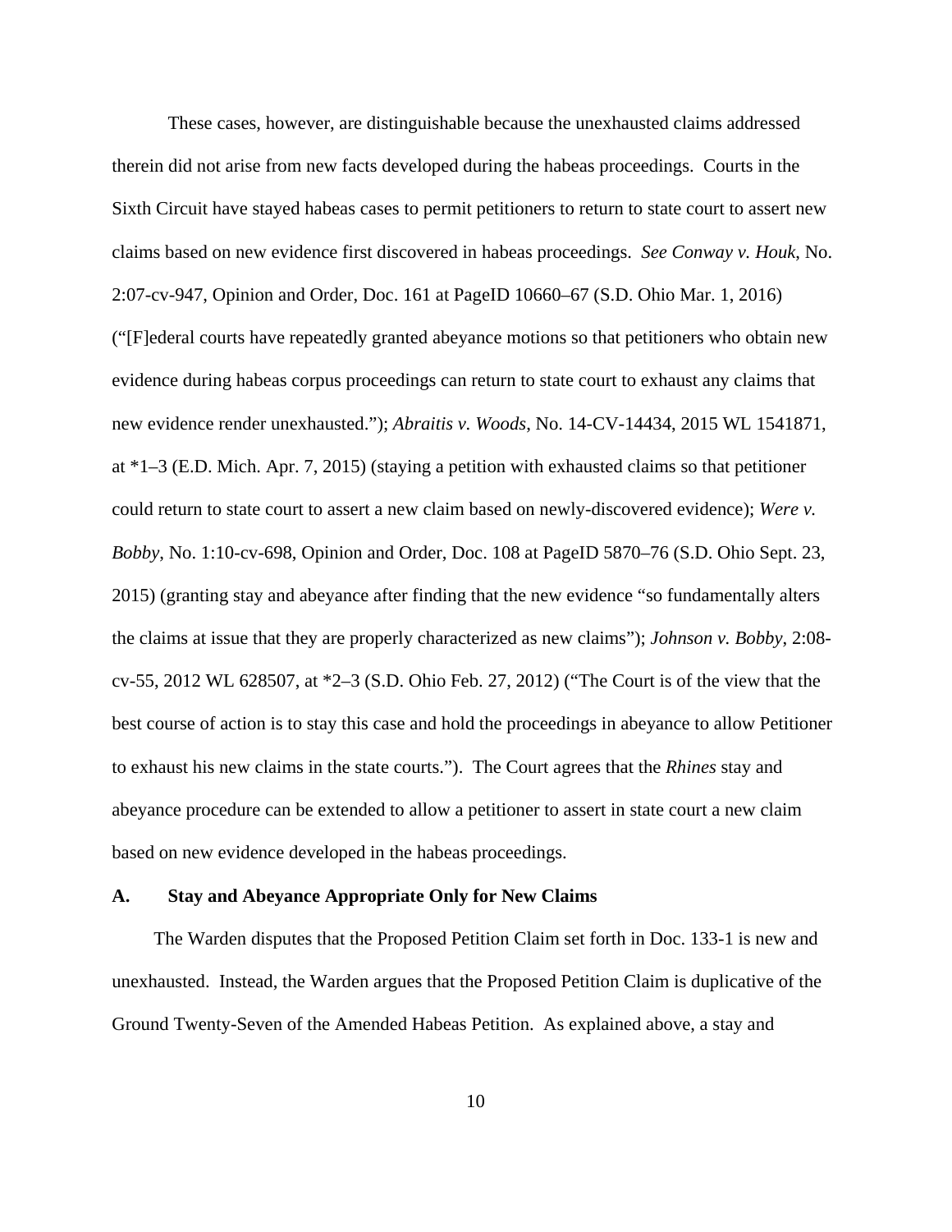These cases, however, are distinguishable because the unexhausted claims addressed therein did not arise from new facts developed during the habeas proceedings. Courts in the Sixth Circuit have stayed habeas cases to permit petitioners to return to state court to assert new claims based on new evidence first discovered in habeas proceedings. *See Conway v. Houk*, No. 2:07-cv-947, Opinion and Order, Doc. 161 at PageID 10660–67 (S.D. Ohio Mar. 1, 2016) ("[F]ederal courts have repeatedly granted abeyance motions so that petitioners who obtain new evidence during habeas corpus proceedings can return to state court to exhaust any claims that new evidence render unexhausted."); *Abraitis v. Woods*, No. 14-CV-14434, 2015 WL 1541871, at *1–3 (E.D. Mich. Apr. 7, 2015) (staying a petition with exhausted claims so that petitioner could return to state court to assert a new claim based on newly-discovered evidence); *Were v. Bobby*, No. 1:10-cv-698, Opinion and Order, Doc. 108 at PageID 5870–76 (S.D. Ohio Sept. 23, 2015) (granting stay and abeyance after finding that the new evidence "so fundamentally alters the claims at issue that they are properly characterized as new claims"); *Johnson v. Bobby*, 2:08-cv-55, 2012 WL 628507, at *2–3 (S.D. Ohio Feb. 27, 2012) ("The Court is of the view that the best course of action is to stay this case and hold the proceedings in abeyance to allow Petitioner to exhaust his new claims in the state courts."). The Court agrees that the *Rhines* stay and abeyance procedure can be extended to allow a petitioner to assert in state court a new claim based on new evidence developed in the habeas proceedings.

### A. Stay and Abeyance Appropriate Only for New Claims

The Warden disputes that the Proposed Petition Claim set forth in Doc. 133-1 is new and unexhausted. Instead, the Warden argues that the Proposed Petition Claim is duplicative of the Ground Twenty-Seven of the Amended Habeas Petition. As explained above, a stay and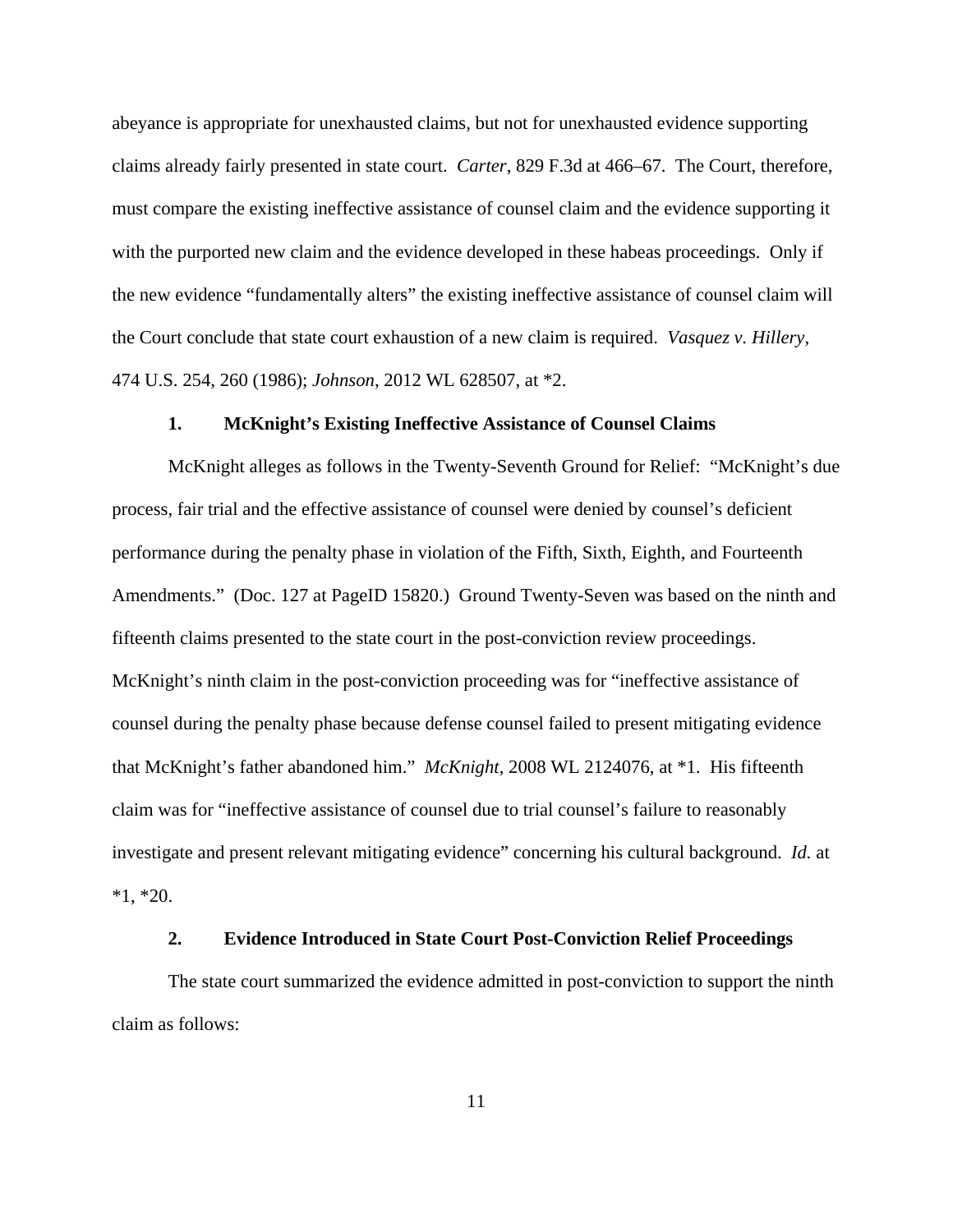abeyance is appropriate for unexhausted claims, but not for unexhausted evidence supporting claims already fairly presented in state court. *Carter*, 829 F.3d at 466–67. The Court, therefore, must compare the existing ineffective assistance of counsel claim and the evidence supporting it with the purported new claim and the evidence developed in these habeas proceedings. Only if the new evidence "fundamentally alters" the existing ineffective assistance of counsel claim will the Court conclude that state court exhaustion of a new claim is required. *Vasquez v. Hillery*, 474 U.S. 254, 260 (1986); *Johnson*, 2012 WL 628507, at *2.

### 1. McKnight's Existing Ineffective Assistance of Counsel Claims

McKnight alleges as follows in the Twenty-Seventh Ground for Relief: "McKnight's due process, fair trial and the effective assistance of counsel were denied by counsel's deficient performance during the penalty phase in violation of the Fifth, Sixth, Eighth, and Fourteenth Amendments." (Doc. 127 at PageID 15820.) Ground Twenty-Seven was based on the ninth and fifteenth claims presented to the state court in the post-conviction review proceedings. McKnight's ninth claim in the post-conviction proceeding was for "ineffective assistance of counsel during the penalty phase because defense counsel failed to present mitigating evidence that McKnight's father abandoned him." *McKnight*, 2008 WL 2124076, at *1. His fifteenth claim was for "ineffective assistance of counsel due to trial counsel's failure to reasonably investigate and present relevant mitigating evidence" concerning his cultural background. *Id.* at *1, *20.

### 2. Evidence Introduced in State Court Post-Conviction Relief Proceedings

The state court summarized the evidence admitted in post-conviction to support the ninth claim as follows: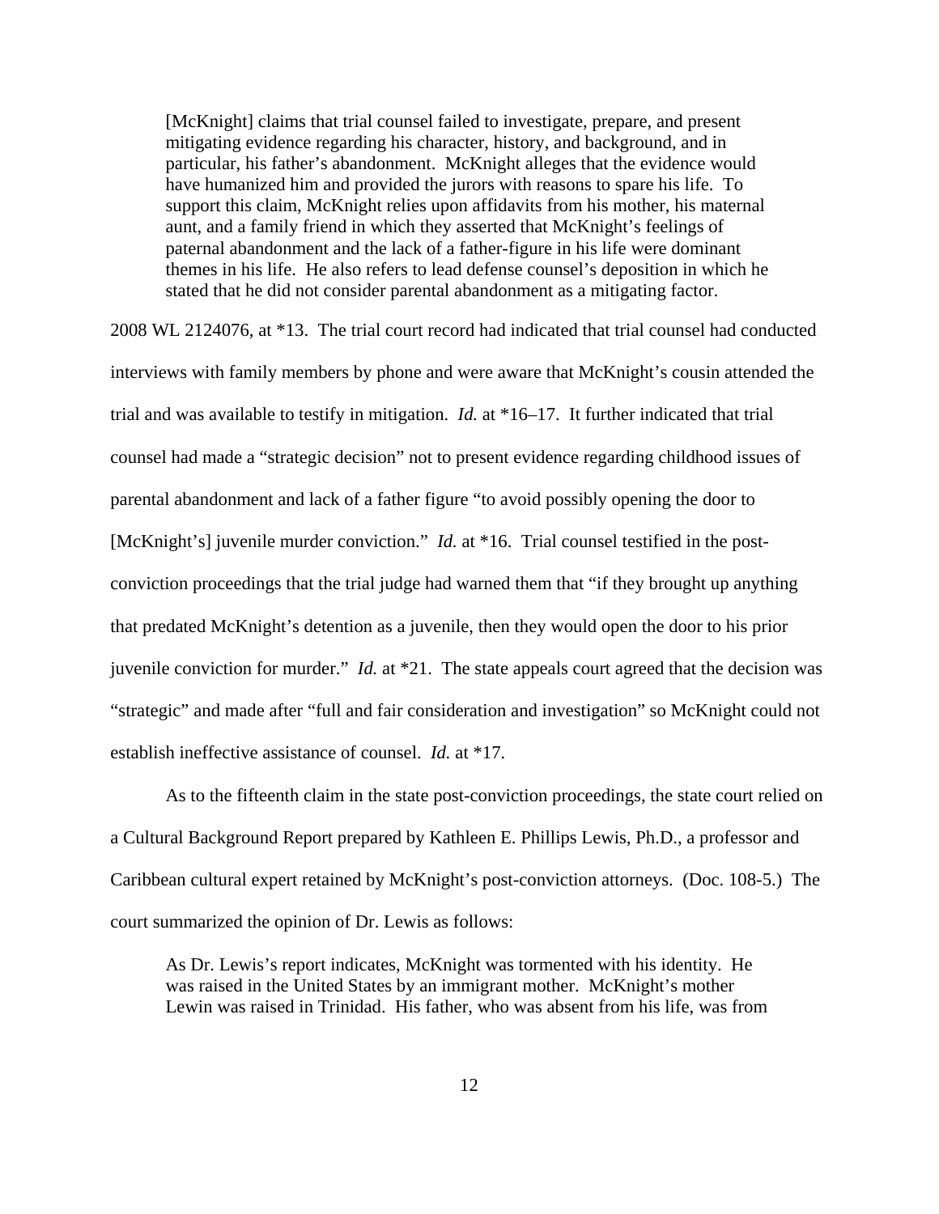> [McKnight] claims that trial counsel failed to investigate, prepare, and present mitigating evidence regarding his character, history, and background, and in particular, his father's abandonment. McKnight alleges that the evidence would have humanized him and provided the jurors with reasons to spare his life. To support this claim, McKnight relies upon affidavits from his mother, his maternal aunt, and a family friend in which they asserted that McKnight's feelings of paternal abandonment and the lack of a father-figure in his life were dominant themes in his life. He also refers to lead defense counsel's deposition in which he stated that he did not consider parental abandonment as a mitigating factor.

2008 WL 2124076, at *13. The trial court record had indicated that trial counsel had conducted interviews with family members by phone and were aware that McKnight's cousin attended the trial and was available to testify in mitigation. *Id.* at *16–17. It further indicated that trial counsel had made a "strategic decision" not to present evidence regarding childhood issues of parental abandonment and lack of a father figure "to avoid possibly opening the door to [McKnight's] juvenile murder conviction." *Id.* at *16. Trial counsel testified in the post-conviction proceedings that the trial judge had warned them that "if they brought up anything that predated McKnight's detention as a juvenile, then they would open the door to his prior juvenile conviction for murder." *Id.* at *21. The state appeals court agreed that the decision was "strategic" and made after "full and fair consideration and investigation" so McKnight could not establish ineffective assistance of counsel. *Id.* at *17.

As to the fifteenth claim in the state post-conviction proceedings, the state court relied on a Cultural Background Report prepared by Kathleen E. Phillips Lewis, Ph.D., a professor and Caribbean cultural expert retained by McKnight's post-conviction attorneys. (Doc. 108-5.) The court summarized the opinion of Dr. Lewis as follows:

> As Dr. Lewis's report indicates, McKnight was tormented with his identity. He was raised in the United States by an immigrant mother. McKnight's mother Lewin was raised in Trinidad. His father, who was absent from his life, was from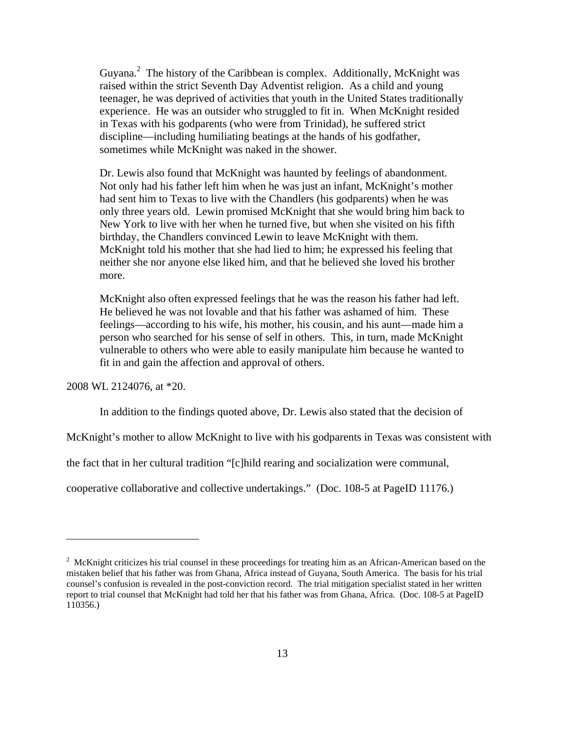> Guyana.[2] The history of the Caribbean is complex. Additionally, McKnight was raised within the strict Seventh Day Adventist religion. As a child and young teenager, he was deprived of activities that youth in the United States traditionally experience. He was an outsider who struggled to fit in. When McKnight resided in Texas with his godparents (who were from Trinidad), he suffered strict discipline—including humiliating beatings at the hands of his godfather, sometimes while McKnight was naked in the shower.
>
> Dr. Lewis also found that McKnight was haunted by feelings of abandonment. Not only had his father left him when he was just an infant, McKnight's mother had sent him to Texas to live with the Chandlers (his godparents) when he was only three years old. Lewin promised McKnight that she would bring him back to New York to live with her when he turned five, but when she visited on his fifth birthday, the Chandlers convinced Lewin to leave McKnight with them. McKnight told his mother that she had lied to him; he expressed his feeling that neither she nor anyone else liked him, and that he believed she loved his brother more.
>
> McKnight also often expressed feelings that he was the reason his father had left. He believed he was not lovable and that his father was ashamed of him. These feelings—according to his wife, his mother, his cousin, and his aunt—made him a person who searched for his sense of self in others. This, in turn, made McKnight vulnerable to others who were able to easily manipulate him because he wanted to fit in and gain the affection and approval of others.

2008 WL 2124076, at *20.

In addition to the findings quoted above, Dr. Lewis also stated that the decision of McKnight's mother to allow McKnight to live with his godparents in Texas was consistent with the fact that in her cultural tradition "[c]hild rearing and socialization were communal, cooperative collaborative and collective undertakings." (Doc. 108-5 at PageID 11176.)

---

[2] McKnight criticizes his trial counsel in these proceedings for treating him as an African-American based on the mistaken belief that his father was from Ghana, Africa instead of Guyana, South America. The basis for his trial counsel's confusion is revealed in the post-conviction record. The trial mitigation specialist stated in her written report to trial counsel that McKnight had told her that his father was from Ghana, Africa. (Doc. 108-5 at PageID 110356.)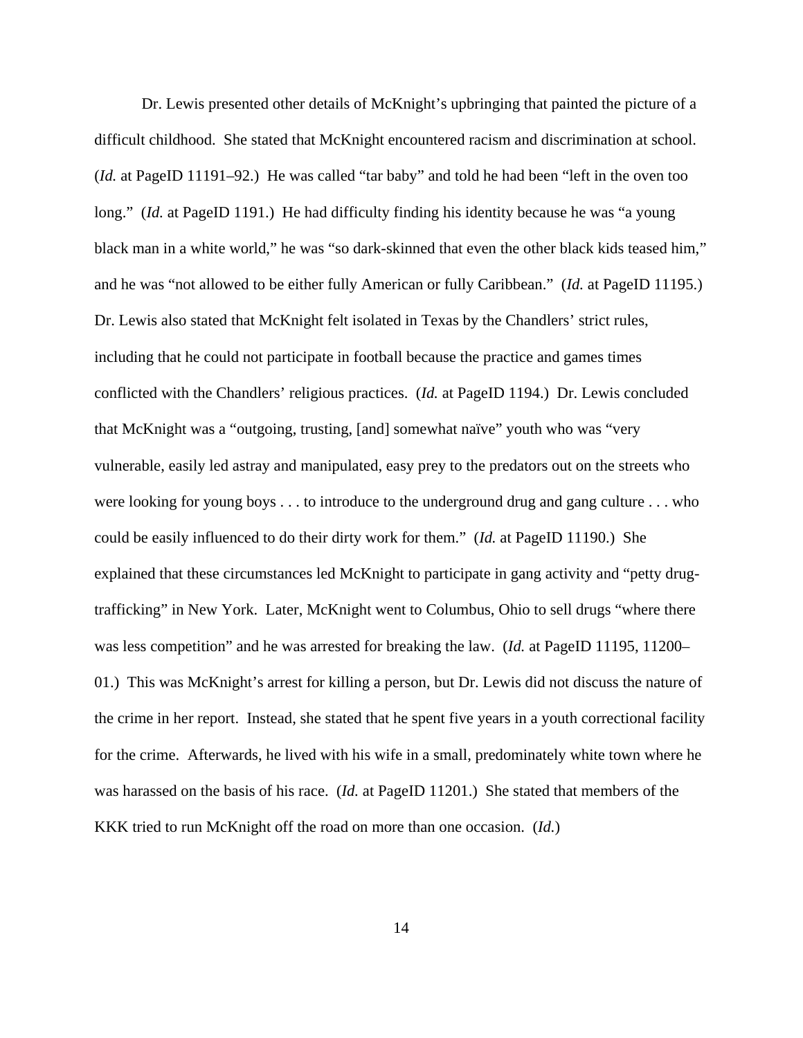Dr. Lewis presented other details of McKnight's upbringing that painted the picture of a difficult childhood. She stated that McKnight encountered racism and discrimination at school. (*Id.* at PageID 11191–92.) He was called "tar baby" and told he had been "left in the oven too long." (*Id.* at PageID 1191.) He had difficulty finding his identity because he was "a young black man in a white world," he was "so dark-skinned that even the other black kids teased him," and he was "not allowed to be either fully American or fully Caribbean." (*Id.* at PageID 11195.) Dr. Lewis also stated that McKnight felt isolated in Texas by the Chandlers' strict rules, including that he could not participate in football because the practice and games times conflicted with the Chandlers' religious practices. (*Id.* at PageID 1194.) Dr. Lewis concluded that McKnight was a "outgoing, trusting, [and] somewhat naïve" youth who was "very vulnerable, easily led astray and manipulated, easy prey to the predators out on the streets who were looking for young boys . . . to introduce to the underground drug and gang culture . . . who could be easily influenced to do their dirty work for them." (*Id.* at PageID 11190.) She explained that these circumstances led McKnight to participate in gang activity and "petty drug-trafficking" in New York. Later, McKnight went to Columbus, Ohio to sell drugs "where there was less competition" and he was arrested for breaking the law. (*Id.* at PageID 11195, 11200–01.) This was McKnight's arrest for killing a person, but Dr. Lewis did not discuss the nature of the crime in her report. Instead, she stated that he spent five years in a youth correctional facility for the crime. Afterwards, he lived with his wife in a small, predominately white town where he was harassed on the basis of his race. (*Id.* at PageID 11201.) She stated that members of the KKK tried to run McKnight off the road on more than one occasion. (*Id.*)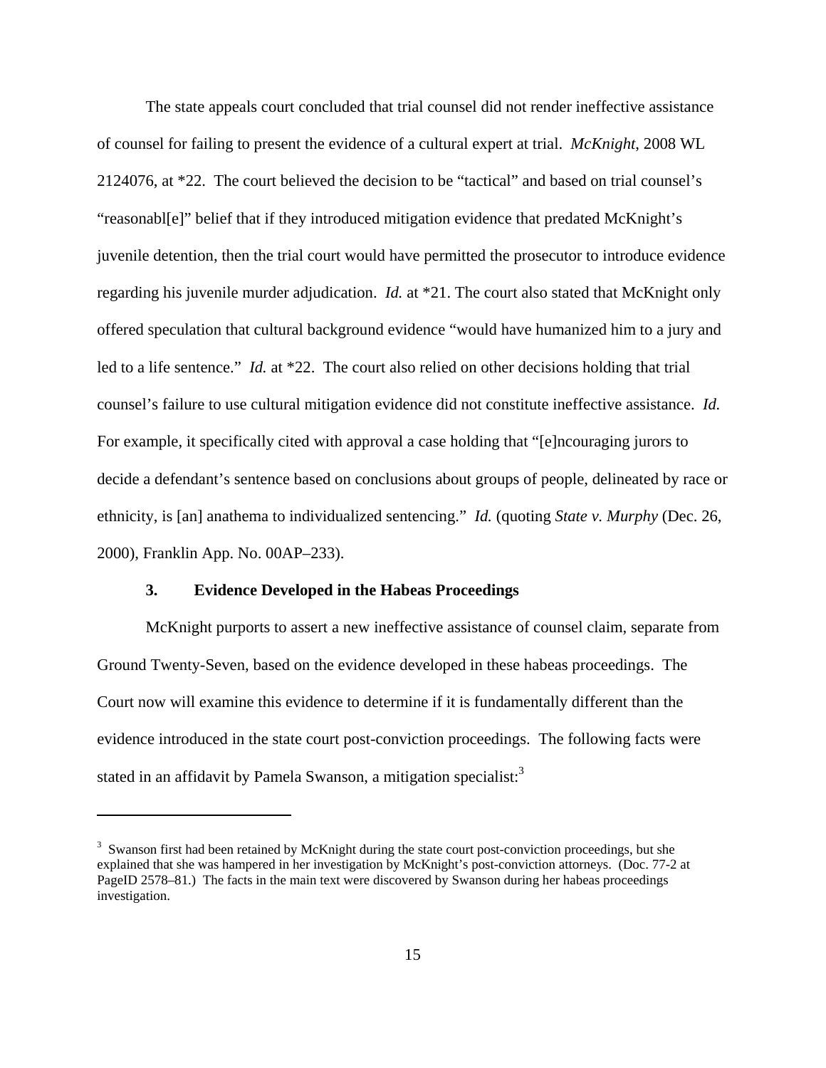The state appeals court concluded that trial counsel did not render ineffective assistance of counsel for failing to present the evidence of a cultural expert at trial. *McKnight*, 2008 WL 2124076, at *22. The court believed the decision to be "tactical" and based on trial counsel's "reasonabl[e]" belief that if they introduced mitigation evidence that predated McKnight's juvenile detention, then the trial court would have permitted the prosecutor to introduce evidence regarding his juvenile murder adjudication. *Id.* at *21. The court also stated that McKnight only offered speculation that cultural background evidence "would have humanized him to a jury and led to a life sentence." *Id.* at *22. The court also relied on other decisions holding that trial counsel's failure to use cultural mitigation evidence did not constitute ineffective assistance. *Id.* For example, it specifically cited with approval a case holding that "[e]ncouraging jurors to decide a defendant's sentence based on conclusions about groups of people, delineated by race or ethnicity, is [an] anathema to individualized sentencing." *Id.* (quoting *State v. Murphy* (Dec. 26, 2000), Franklin App. No. 00AP–233).

### 3. Evidence Developed in the Habeas Proceedings

McKnight purports to assert a new ineffective assistance of counsel claim, separate from Ground Twenty-Seven, based on the evidence developed in these habeas proceedings. The Court now will examine this evidence to determine if it is fundamentally different than the evidence introduced in the state court post-conviction proceedings. The following facts were stated in an affidavit by Pamela Swanson, a mitigation specialist:[3]

---

[3] Swanson first had been retained by McKnight during the state court post-conviction proceedings, but she explained that she was hampered in her investigation by McKnight's post-conviction attorneys. (Doc. 77-2 at PageID 2578–81.) The facts in the main text were discovered by Swanson during her habeas proceedings investigation.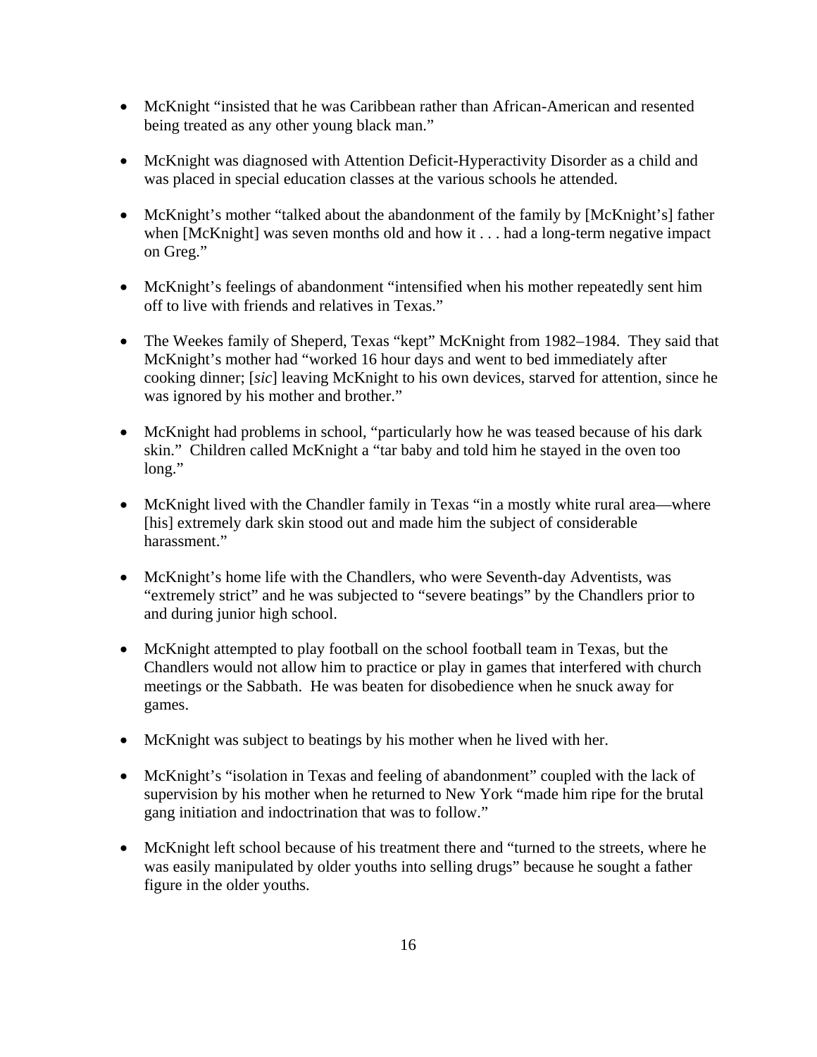- McKnight "insisted that he was Caribbean rather than African-American and resented being treated as any other young black man."

- McKnight was diagnosed with Attention Deficit-Hyperactivity Disorder as a child and was placed in special education classes at the various schools he attended.

- McKnight's mother "talked about the abandonment of the family by [McKnight's] father when [McKnight] was seven months old and how it . . . had a long-term negative impact on Greg."

- McKnight's feelings of abandonment "intensified when his mother repeatedly sent him off to live with friends and relatives in Texas."

- The Weekes family of Sheperd, Texas "kept" McKnight from 1982–1984. They said that McKnight's mother had "worked 16 hour days and went to bed immediately after cooking dinner; [*sic*] leaving McKnight to his own devices, starved for attention, since he was ignored by his mother and brother."

- McKnight had problems in school, "particularly how he was teased because of his dark skin." Children called McKnight a "tar baby and told him he stayed in the oven too long."

- McKnight lived with the Chandler family in Texas "in a mostly white rural area—where [his] extremely dark skin stood out and made him the subject of considerable harassment."

- McKnight's home life with the Chandlers, who were Seventh-day Adventists, was "extremely strict" and he was subjected to "severe beatings" by the Chandlers prior to and during junior high school.

- McKnight attempted to play football on the school football team in Texas, but the Chandlers would not allow him to practice or play in games that interfered with church meetings or the Sabbath. He was beaten for disobedience when he snuck away for games.

- McKnight was subject to beatings by his mother when he lived with her.

- McKnight's "isolation in Texas and feeling of abandonment" coupled with the lack of supervision by his mother when he returned to New York "made him ripe for the brutal gang initiation and indoctrination that was to follow."

- McKnight left school because of his treatment there and "turned to the streets, where he was easily manipulated by older youths into selling drugs" because he sought a father figure in the older youths.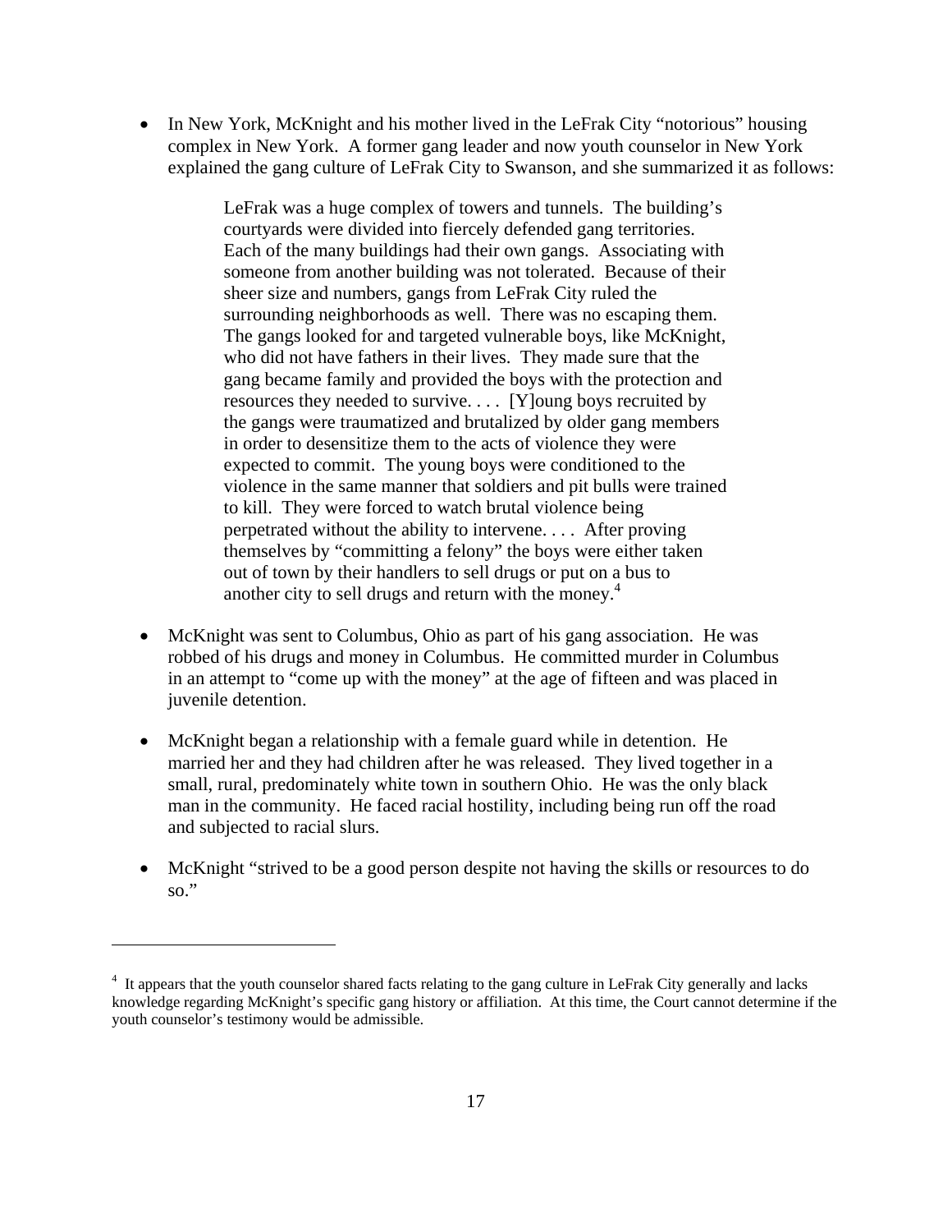- In New York, McKnight and his mother lived in the LeFrak City "notorious" housing complex in New York. A former gang leader and now youth counselor in New York explained the gang culture of LeFrak City to Swanson, and she summarized it as follows:

> LeFrak was a huge complex of towers and tunnels. The building's courtyards were divided into fiercely defended gang territories. Each of the many buildings had their own gangs. Associating with someone from another building was not tolerated. Because of their sheer size and numbers, gangs from LeFrak City ruled the surrounding neighborhoods as well. There was no escaping them. The gangs looked for and targeted vulnerable boys, like McKnight, who did not have fathers in their lives. They made sure that the gang became family and provided the boys with the protection and resources they needed to survive. . . . [Y]oung boys recruited by the gangs were traumatized and brutalized by older gang members in order to desensitize them to the acts of violence they were expected to commit. The young boys were conditioned to the violence in the same manner that soldiers and pit bulls were trained to kill. They were forced to watch brutal violence being perpetrated without the ability to intervene. . . . After proving themselves by "committing a felony" the boys were either taken out of town by their handlers to sell drugs or put on a bus to another city to sell drugs and return with the money.[4]

- McKnight was sent to Columbus, Ohio as part of his gang association. He was robbed of his drugs and money in Columbus. He committed murder in Columbus in an attempt to "come up with the money" at the age of fifteen and was placed in juvenile detention.

- McKnight began a relationship with a female guard while in detention. He married her and they had children after he was released. They lived together in a small, rural, predominately white town in southern Ohio. He was the only black man in the community. He faced racial hostility, including being run off the road and subjected to racial slurs.

- McKnight "strived to be a good person despite not having the skills or resources to do so."

---

[4] It appears that the youth counselor shared facts relating to the gang culture in LeFrak City generally and lacks knowledge regarding McKnight's specific gang history or affiliation. At this time, the Court cannot determine if the youth counselor's testimony would be admissible.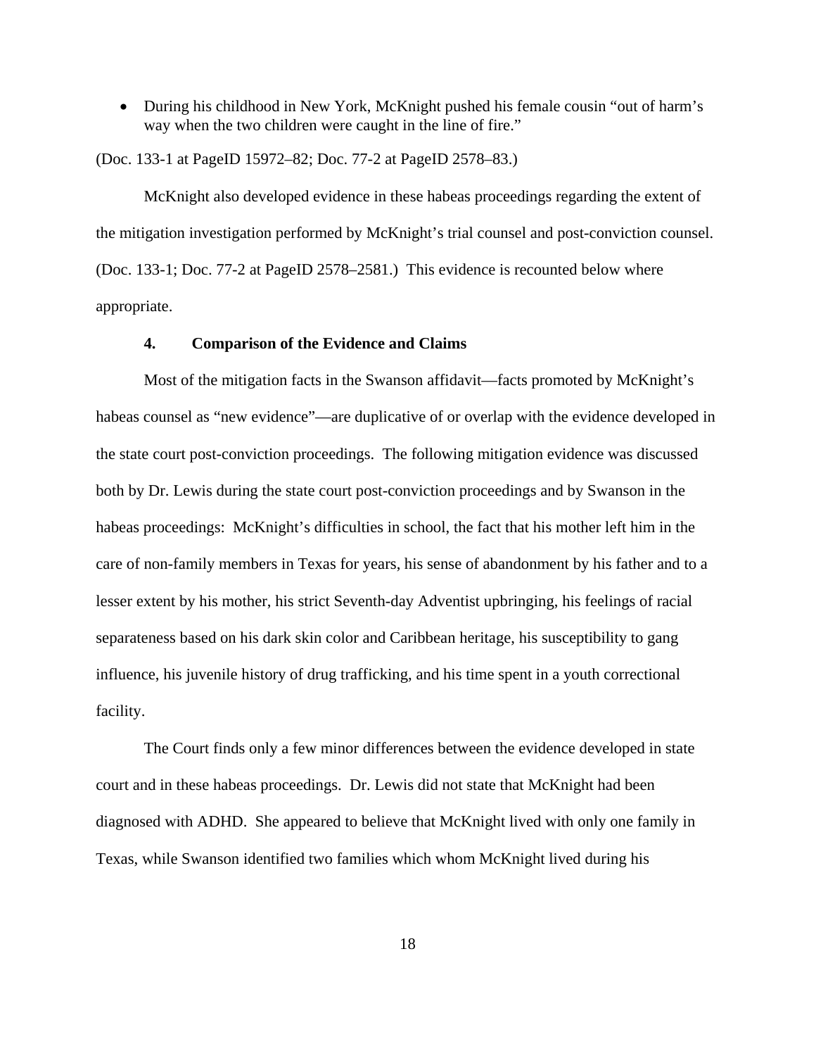- During his childhood in New York, McKnight pushed his female cousin "out of harm's way when the two children were caught in the line of fire."

(Doc. 133-1 at PageID 15972–82; Doc. 77-2 at PageID 2578–83.)

McKnight also developed evidence in these habeas proceedings regarding the extent of the mitigation investigation performed by McKnight's trial counsel and post-conviction counsel. (Doc. 133-1; Doc. 77-2 at PageID 2578–2581.) This evidence is recounted below where appropriate.

### 4. Comparison of the Evidence and Claims

Most of the mitigation facts in the Swanson affidavit—facts promoted by McKnight's habeas counsel as "new evidence"—are duplicative of or overlap with the evidence developed in the state court post-conviction proceedings. The following mitigation evidence was discussed both by Dr. Lewis during the state court post-conviction proceedings and by Swanson in the habeas proceedings: McKnight's difficulties in school, the fact that his mother left him in the care of non-family members in Texas for years, his sense of abandonment by his father and to a lesser extent by his mother, his strict Seventh-day Adventist upbringing, his feelings of racial separateness based on his dark skin color and Caribbean heritage, his susceptibility to gang influence, his juvenile history of drug trafficking, and his time spent in a youth correctional facility.

The Court finds only a few minor differences between the evidence developed in state court and in these habeas proceedings. Dr. Lewis did not state that McKnight had been diagnosed with ADHD. She appeared to believe that McKnight lived with only one family in Texas, while Swanson identified two families which whom McKnight lived during his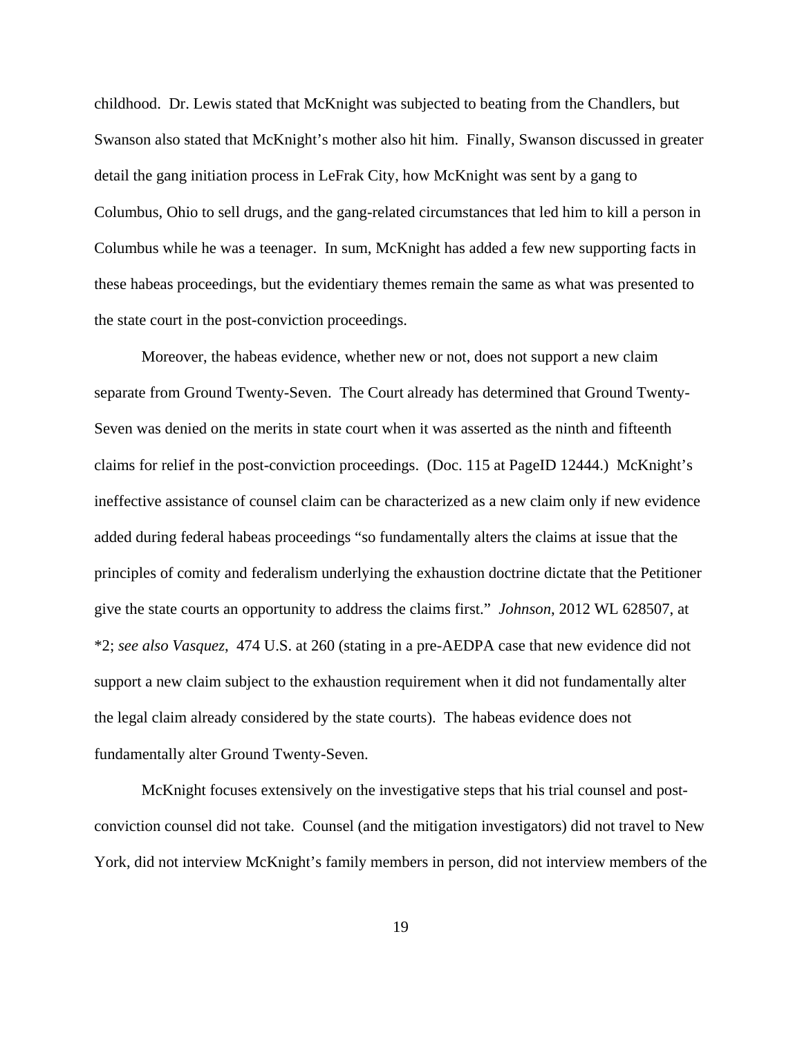childhood. Dr. Lewis stated that McKnight was subjected to beating from the Chandlers, but Swanson also stated that McKnight's mother also hit him. Finally, Swanson discussed in greater detail the gang initiation process in LeFrak City, how McKnight was sent by a gang to Columbus, Ohio to sell drugs, and the gang-related circumstances that led him to kill a person in Columbus while he was a teenager. In sum, McKnight has added a few new supporting facts in these habeas proceedings, but the evidentiary themes remain the same as what was presented to the state court in the post-conviction proceedings.

Moreover, the habeas evidence, whether new or not, does not support a new claim separate from Ground Twenty-Seven. The Court already has determined that Ground Twenty-Seven was denied on the merits in state court when it was asserted as the ninth and fifteenth claims for relief in the post-conviction proceedings. (Doc. 115 at PageID 12444.) McKnight's ineffective assistance of counsel claim can be characterized as a new claim only if new evidence added during federal habeas proceedings "so fundamentally alters the claims at issue that the principles of comity and federalism underlying the exhaustion doctrine dictate that the Petitioner give the state courts an opportunity to address the claims first." *Johnson*, 2012 WL 628507, at *2; *see also Vasquez*, 474 U.S. at 260 (stating in a pre-AEDPA case that new evidence did not support a new claim subject to the exhaustion requirement when it did not fundamentally alter the legal claim already considered by the state courts). The habeas evidence does not fundamentally alter Ground Twenty-Seven.

McKnight focuses extensively on the investigative steps that his trial counsel and post-conviction counsel did not take. Counsel (and the mitigation investigators) did not travel to New York, did not interview McKnight's family members in person, did not interview members of the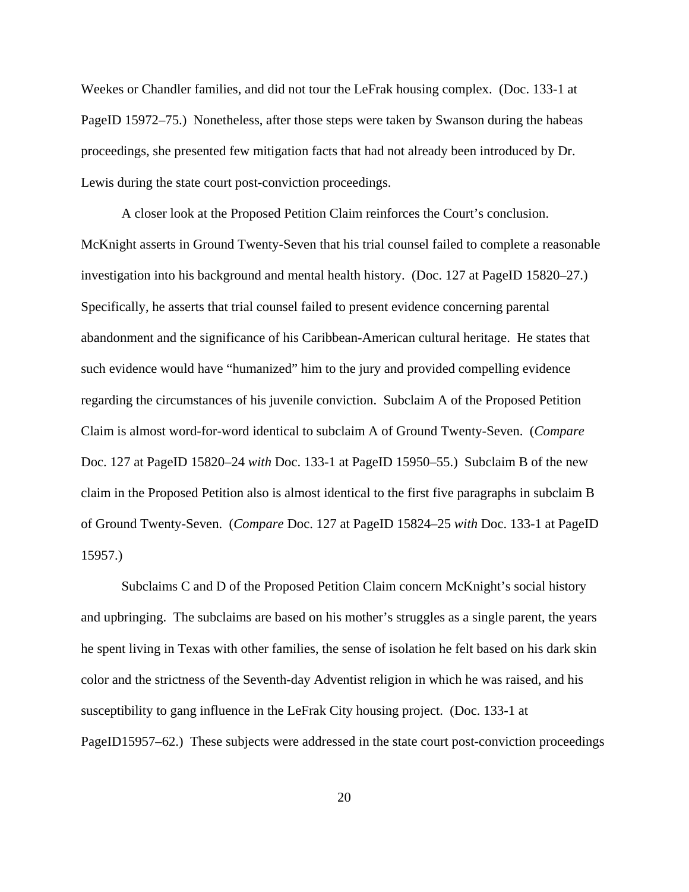Weekes or Chandler families, and did not tour the LeFrak housing complex. (Doc. 133-1 at PageID 15972–75.) Nonetheless, after those steps were taken by Swanson during the habeas proceedings, she presented few mitigation facts that had not already been introduced by Dr. Lewis during the state court post-conviction proceedings.

A closer look at the Proposed Petition Claim reinforces the Court's conclusion. McKnight asserts in Ground Twenty-Seven that his trial counsel failed to complete a reasonable investigation into his background and mental health history. (Doc. 127 at PageID 15820–27.) Specifically, he asserts that trial counsel failed to present evidence concerning parental abandonment and the significance of his Caribbean-American cultural heritage. He states that such evidence would have "humanized" him to the jury and provided compelling evidence regarding the circumstances of his juvenile conviction. Subclaim A of the Proposed Petition Claim is almost word-for-word identical to subclaim A of Ground Twenty-Seven. (*Compare* Doc. 127 at PageID 15820–24 *with* Doc. 133-1 at PageID 15950–55.) Subclaim B of the new claim in the Proposed Petition also is almost identical to the first five paragraphs in subclaim B of Ground Twenty-Seven. (*Compare* Doc. 127 at PageID 15824–25 *with* Doc. 133-1 at PageID 15957.)

Subclaims C and D of the Proposed Petition Claim concern McKnight's social history and upbringing. The subclaims are based on his mother's struggles as a single parent, the years he spent living in Texas with other families, the sense of isolation he felt based on his dark skin color and the strictness of the Seventh-day Adventist religion in which he was raised, and his susceptibility to gang influence in the LeFrak City housing project. (Doc. 133-1 at PageID15957–62.) These subjects were addressed in the state court post-conviction proceedings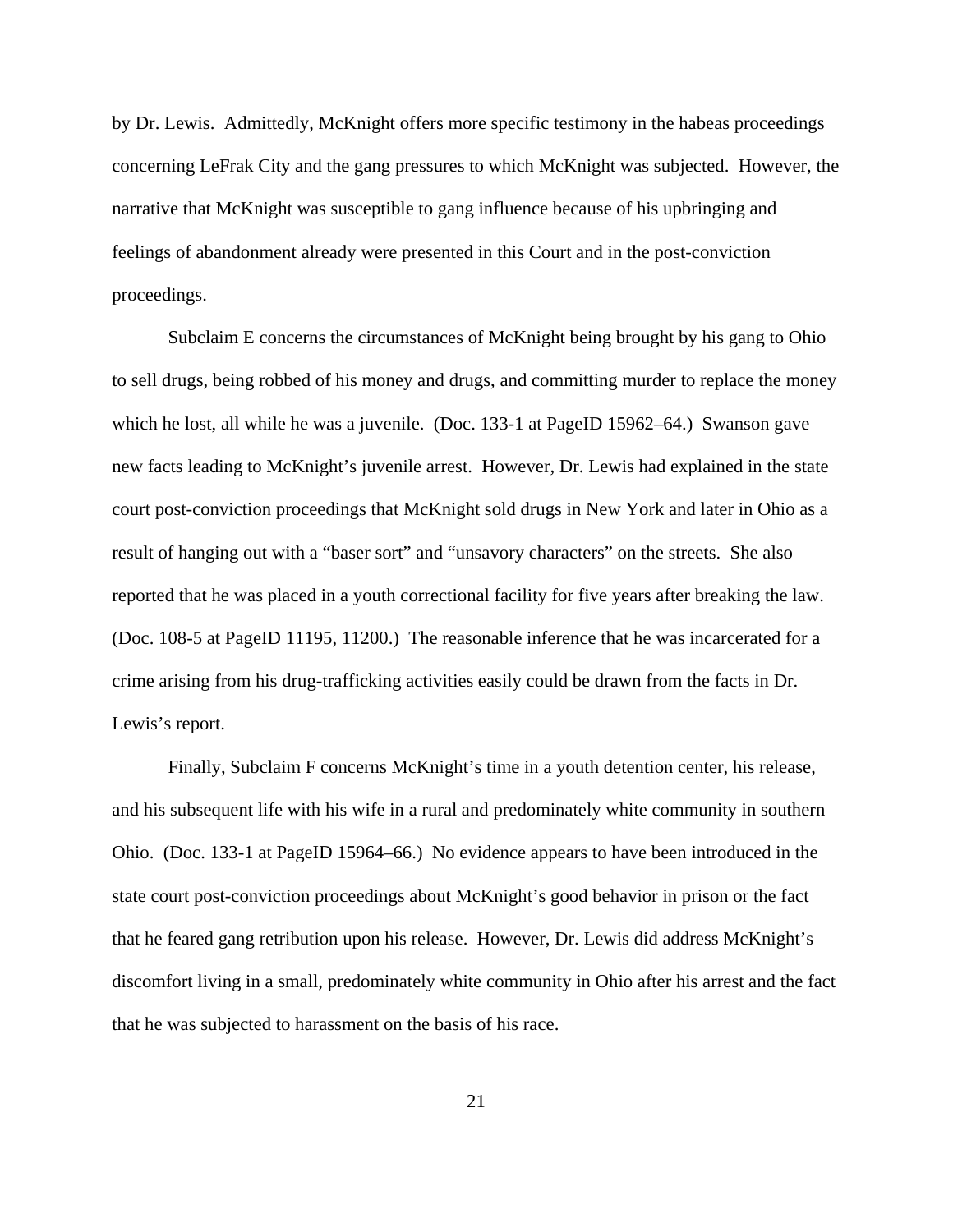by Dr. Lewis. Admittedly, McKnight offers more specific testimony in the habeas proceedings concerning LeFrak City and the gang pressures to which McKnight was subjected. However, the narrative that McKnight was susceptible to gang influence because of his upbringing and feelings of abandonment already were presented in this Court and in the post-conviction proceedings.

Subclaim E concerns the circumstances of McKnight being brought by his gang to Ohio to sell drugs, being robbed of his money and drugs, and committing murder to replace the money which he lost, all while he was a juvenile. (Doc. 133-1 at PageID 15962–64.) Swanson gave new facts leading to McKnight's juvenile arrest. However, Dr. Lewis had explained in the state court post-conviction proceedings that McKnight sold drugs in New York and later in Ohio as a result of hanging out with a "baser sort" and "unsavory characters" on the streets. She also reported that he was placed in a youth correctional facility for five years after breaking the law. (Doc. 108-5 at PageID 11195, 11200.) The reasonable inference that he was incarcerated for a crime arising from his drug-trafficking activities easily could be drawn from the facts in Dr. Lewis's report.

Finally, Subclaim F concerns McKnight's time in a youth detention center, his release, and his subsequent life with his wife in a rural and predominately white community in southern Ohio. (Doc. 133-1 at PageID 15964–66.) No evidence appears to have been introduced in the state court post-conviction proceedings about McKnight's good behavior in prison or the fact that he feared gang retribution upon his release. However, Dr. Lewis did address McKnight's discomfort living in a small, predominately white community in Ohio after his arrest and the fact that he was subjected to harassment on the basis of his race.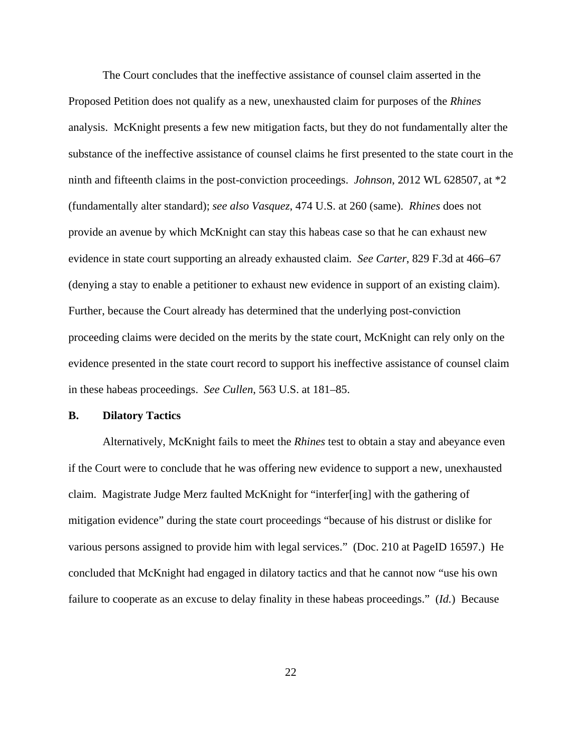The Court concludes that the ineffective assistance of counsel claim asserted in the Proposed Petition does not qualify as a new, unexhausted claim for purposes of the *Rhines* analysis. McKnight presents a few new mitigation facts, but they do not fundamentally alter the substance of the ineffective assistance of counsel claims he first presented to the state court in the ninth and fifteenth claims in the post-conviction proceedings. *Johnson*, 2012 WL 628507, at *2 (fundamentally alter standard); *see also Vasquez*, 474 U.S. at 260 (same). *Rhines* does not provide an avenue by which McKnight can stay this habeas case so that he can exhaust new evidence in state court supporting an already exhausted claim. *See Carter*, 829 F.3d at 466–67 (denying a stay to enable a petitioner to exhaust new evidence in support of an existing claim). Further, because the Court already has determined that the underlying post-conviction proceeding claims were decided on the merits by the state court, McKnight can rely only on the evidence presented in the state court record to support his ineffective assistance of counsel claim in these habeas proceedings. *See Cullen*, 563 U.S. at 181–85.

**B. Dilatory Tactics**

Alternatively, McKnight fails to meet the *Rhines* test to obtain a stay and abeyance even if the Court were to conclude that he was offering new evidence to support a new, unexhausted claim. Magistrate Judge Merz faulted McKnight for "interfer[ing] with the gathering of mitigation evidence" during the state court proceedings "because of his distrust or dislike for various persons assigned to provide him with legal services." (Doc. 210 at PageID 16597.) He concluded that McKnight had engaged in dilatory tactics and that he cannot now "use his own failure to cooperate as an excuse to delay finality in these habeas proceedings." (*Id.*) Because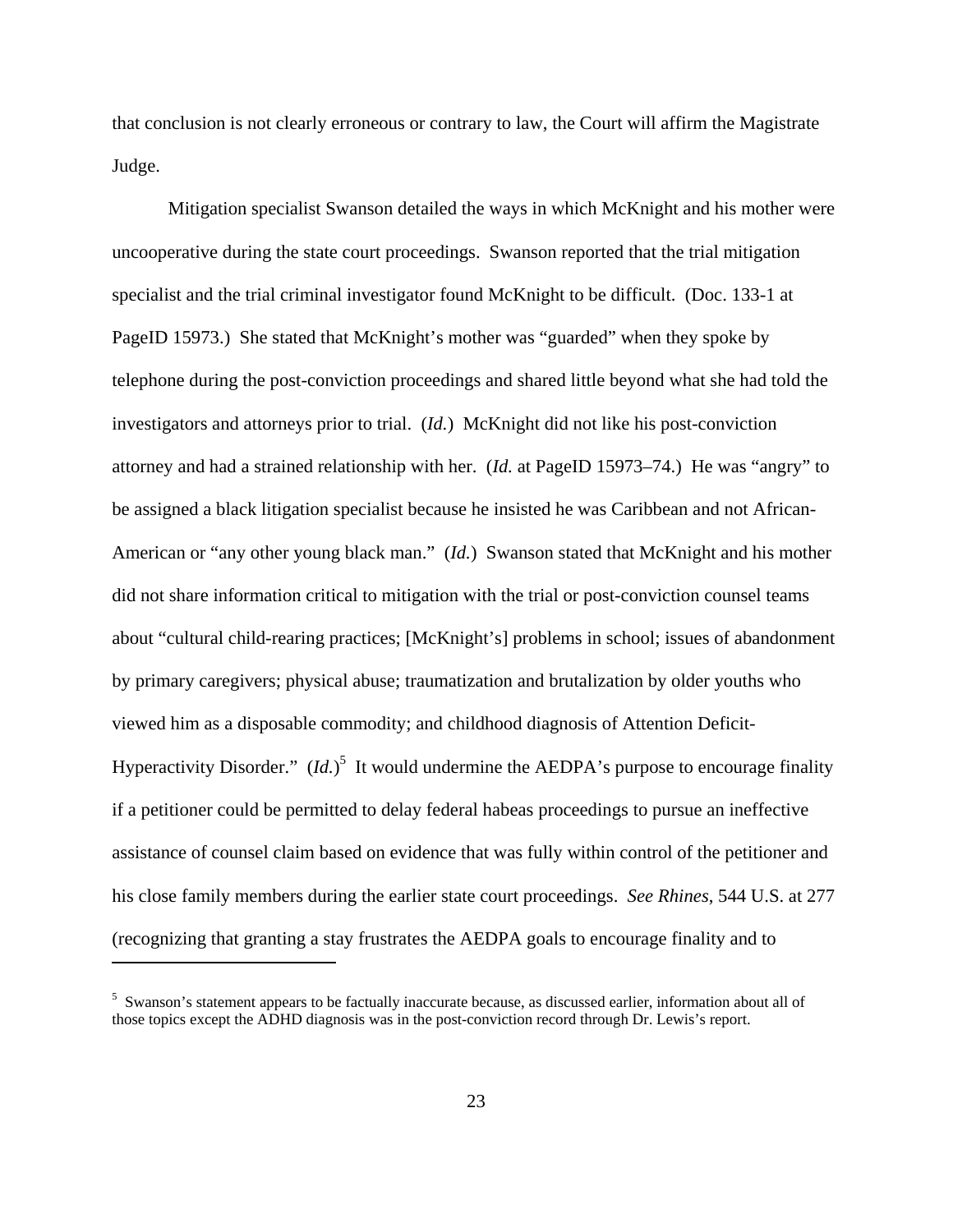that conclusion is not clearly erroneous or contrary to law, the Court will affirm the Magistrate Judge.

Mitigation specialist Swanson detailed the ways in which McKnight and his mother were uncooperative during the state court proceedings. Swanson reported that the trial mitigation specialist and the trial criminal investigator found McKnight to be difficult. (Doc. 133-1 at PageID 15973.) She stated that McKnight's mother was "guarded" when they spoke by telephone during the post-conviction proceedings and shared little beyond what she had told the investigators and attorneys prior to trial. (*Id.*) McKnight did not like his post-conviction attorney and had a strained relationship with her. (*Id.* at PageID 15973–74.) He was "angry" to be assigned a black litigation specialist because he insisted he was Caribbean and not African-American or "any other young black man." (*Id.*) Swanson stated that McKnight and his mother did not share information critical to mitigation with the trial or post-conviction counsel teams about "cultural child-rearing practices; [McKnight's] problems in school; issues of abandonment by primary caregivers; physical abuse; traumatization and brutalization by older youths who viewed him as a disposable commodity; and childhood diagnosis of Attention Deficit-Hyperactivity Disorder." (*Id.*)[5] It would undermine the AEDPA's purpose to encourage finality if a petitioner could be permitted to delay federal habeas proceedings to pursue an ineffective assistance of counsel claim based on evidence that was fully within control of the petitioner and his close family members during the earlier state court proceedings. *See Rhines*, 544 U.S. at 277 (recognizing that granting a stay frustrates the AEDPA goals to encourage finality and to

---

[5] Swanson's statement appears to be factually inaccurate because, as discussed earlier, information about all of those topics except the ADHD diagnosis was in the post-conviction record through Dr. Lewis's report.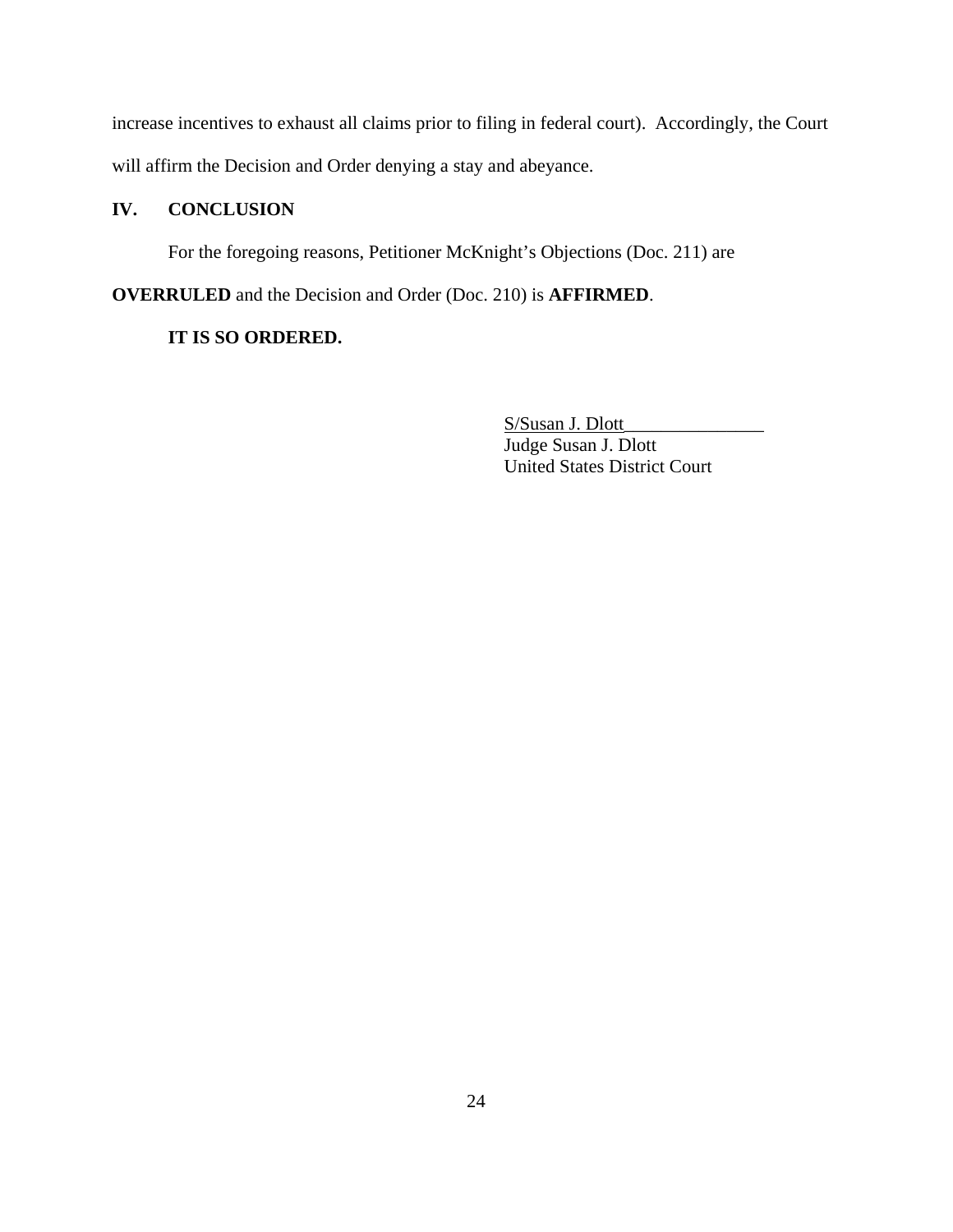increase incentives to exhaust all claims prior to filing in federal court). Accordingly, the Court will affirm the Decision and Order denying a stay and abeyance.

## IV. CONCLUSION

For the foregoing reasons, Petitioner McKnight's Objections (Doc. 211) are **OVERRULED** and the Decision and Order (Doc. 210) is **AFFIRMED**.

**IT IS SO ORDERED.**

S/Susan J. Dlott
Judge Susan J. Dlott
United States District Court